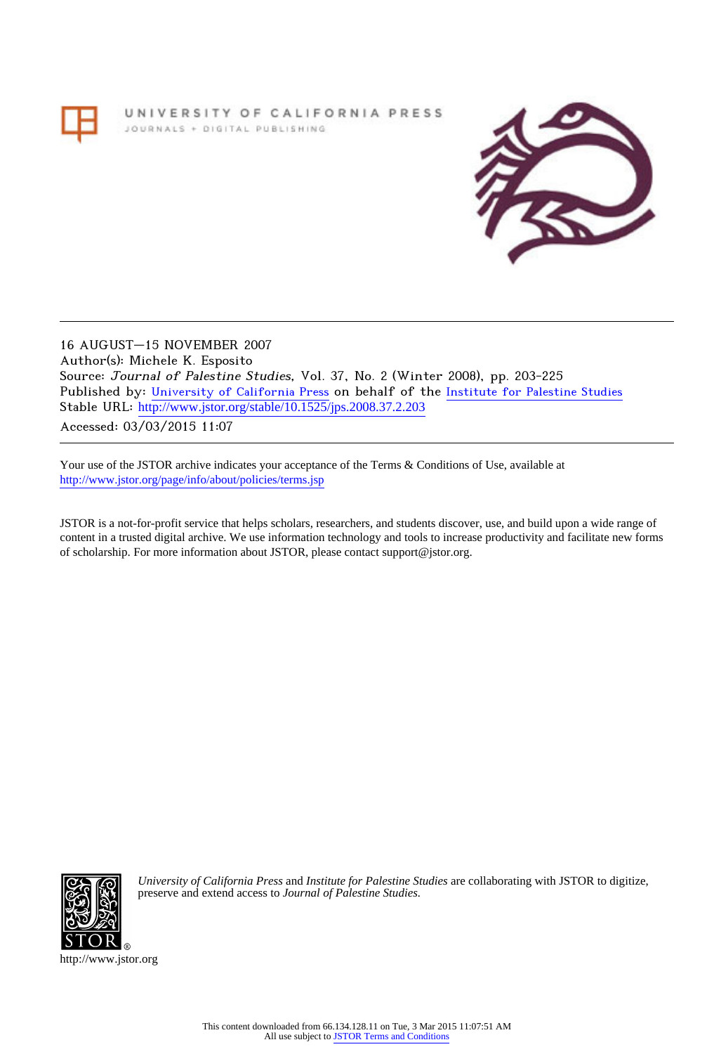UNIVERSITY OF CALIFORNIA PRESS
JOURNALS + DIGITAL PUBLISHING

16 AUGUST—15 NOVEMBER 2007
Author(s): Michele K. Esposito
Source: *Journal of Palestine Studies*, Vol. 37, No. 2 (Winter 2008), pp. 203-225
Published by: University of California Press on behalf of the Institute for Palestine Studies
Stable URL: http://www.jstor.org/stable/10.1525/jps.2008.37.2.203
Accessed: 03/03/2015 11:07

Your use of the JSTOR archive indicates your acceptance of the Terms & Conditions of Use, available at http://www.jstor.org/page/info/about/policies/terms.jsp

JSTOR is a not-for-profit service that helps scholars, researchers, and students discover, use, and build upon a wide range of content in a trusted digital archive. We use information technology and tools to increase productivity and facilitate new forms of scholarship. For more information about JSTOR, please contact support@jstor.org.

*University of California Press* and *Institute for Palestine Studies* are collaborating with JSTOR to digitize, preserve and extend access to *Journal of Palestine Studies.*

http://www.jstor.org

This content downloaded from 66.134.128.11 on Tue, 3 Mar 2015 11:07:51 AM
All use subject to JSTOR Terms and Conditions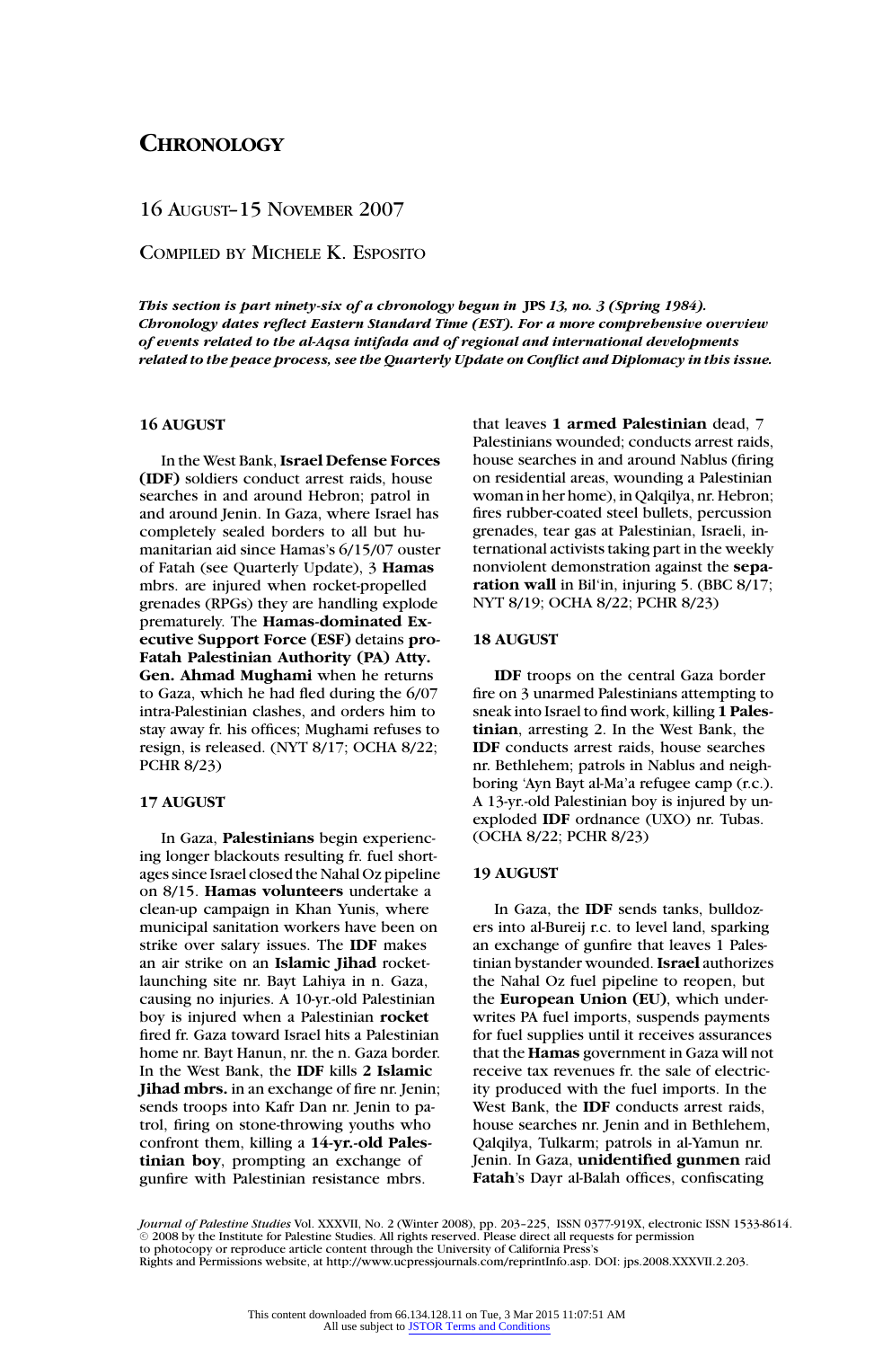# Chronology

## 16 August–15 November 2007

### Compiled by Michele K. Esposito

***This section is part ninety-six of a chronology begun in* JPS *13, no. 3 (Spring 1984). Chronology dates reflect Eastern Standard Time (EST). For a more comprehensive overview of events related to the al-Aqsa intifada and of regional and international developments related to the peace process, see the Quarterly Update on Conflict and Diplomacy in this issue.***

#### 16 August

In the West Bank, **Israel Defense Forces (IDF)** soldiers conduct arrest raids, house searches in and around Hebron; patrol in and around Jenin. In Gaza, where Israel has completely sealed borders to all but humanitarian aid since Hamas's 6/15/07 ouster of Fatah (see Quarterly Update), 3 **Hamas** mbrs. are injured when rocket-propelled grenades (RPGs) they are handling explode prematurely. The **Hamas-dominated Executive Support Force (ESF)** detains **pro-Fatah Palestinian Authority (PA) Atty. Gen. Ahmad Mughami** when he returns to Gaza, which he had fled during the 6/07 intra-Palestinian clashes, and orders him to stay away fr. his offices; Mughami refuses to resign, is released. (NYT 8/17; OCHA 8/22; PCHR 8/23)

#### 17 August

In Gaza, **Palestinians** begin experiencing longer blackouts resulting fr. fuel shortages since Israel closed the Nahal Oz pipeline on 8/15. **Hamas volunteers** undertake a clean-up campaign in Khan Yunis, where municipal sanitation workers have been on strike over salary issues. The **IDF** makes an air strike on an **Islamic Jihad** rocket-launching site nr. Bayt Lahiya in n. Gaza, causing no injuries. A 10-yr.-old Palestinian boy is injured when a Palestinian **rocket** fired fr. Gaza toward Israel hits a Palestinian home nr. Bayt Hanun, nr. the n. Gaza border. In the West Bank, the **IDF** kills **2 Islamic Jihad mbrs.** in an exchange of fire nr. Jenin; sends troops into Kafr Dan nr. Jenin to patrol, firing on stone-throwing youths who confront them, killing a **14-yr.-old Palestinian boy**, prompting an exchange of gunfire with Palestinian resistance mbrs. that leaves **1 armed Palestinian** dead, 7 Palestinians wounded; conducts arrest raids, house searches in and around Nablus (firing on residential areas, wounding a Palestinian woman in her home), in Qalqilya, nr. Hebron; fires rubber-coated steel bullets, percussion grenades, tear gas at Palestinian, Israeli, international activists taking part in the weekly nonviolent demonstration against the **separation wall** in Bil'in, injuring 5. (BBC 8/17; NYT 8/19; OCHA 8/22; PCHR 8/23)

#### 18 August

**IDF** troops on the central Gaza border fire on 3 unarmed Palestinians attempting to sneak into Israel to find work, killing **1 Palestinian**, arresting 2. In the West Bank, the **IDF** conducts arrest raids, house searches nr. Bethlehem; patrols in Nablus and neighboring 'Ayn Bayt al-Ma'a refugee camp (r.c.). A 13-yr.-old Palestinian boy is injured by unexploded **IDF** ordnance (UXO) nr. Tubas. (OCHA 8/22; PCHR 8/23)

#### 19 August

In Gaza, the **IDF** sends tanks, bulldozers into al-Bureij r.c. to level land, sparking an exchange of gunfire that leaves 1 Palestinian bystander wounded. **Israel** authorizes the Nahal Oz fuel pipeline to reopen, but the **European Union (EU)**, which underwrites PA fuel imports, suspends payments for fuel supplies until it receives assurances that the **Hamas** government in Gaza will not receive tax revenues fr. the sale of electricity produced with the fuel imports. In the West Bank, the **IDF** conducts arrest raids, house searches nr. Jenin and in Bethlehem, Qalqilya, Tulkarm; patrols in al-Yamun nr. Jenin. In Gaza, **unidentified gunmen** raid **Fatah**'s Dayr al-Balah offices, confiscating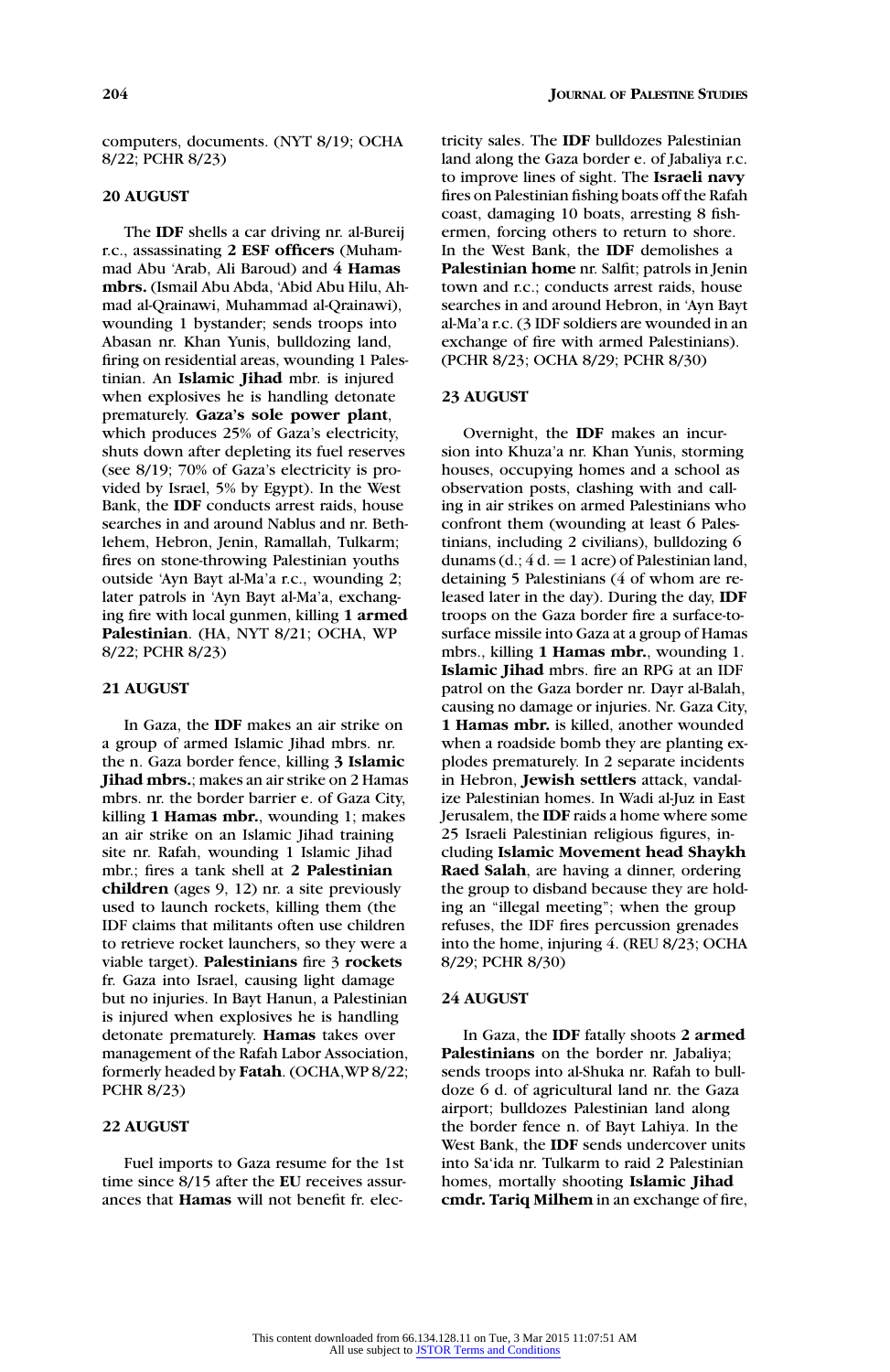computers, documents. (NYT 8/19; OCHA 8/22; PCHR 8/23)

### 20 AUGUST

The **IDF** shells a car driving nr. al-Bureij r.c., assassinating **2 ESF officers** (Muhammad Abu 'Arab, Ali Baroud) and **4 Hamas mbrs.** (Ismail Abu Abda, 'Abid Abu Hilu, Ahmad al-Qrainawi, Muhammad al-Qrainawi), wounding 1 bystander; sends troops into Abasan nr. Khan Yunis, bulldozing land, firing on residential areas, wounding 1 Palestinian. An **Islamic Jihad** mbr. is injured when explosives he is handling detonate prematurely. **Gaza's sole power plant**, which produces 25% of Gaza's electricity, shuts down after depleting its fuel reserves (see 8/19; 70% of Gaza's electricity is provided by Israel, 5% by Egypt). In the West Bank, the **IDF** conducts arrest raids, house searches in and around Nablus and nr. Bethlehem, Hebron, Jenin, Ramallah, Tulkarm; fires on stone-throwing Palestinian youths outside 'Ayn Bayt al-Ma'a r.c., wounding 2; later patrols in 'Ayn Bayt al-Ma'a, exchanging fire with local gunmen, killing **1 armed Palestinian**. (HA, NYT 8/21; OCHA, WP 8/22; PCHR 8/23)

### 21 AUGUST

In Gaza, the **IDF** makes an air strike on a group of armed Islamic Jihad mbrs. nr. the n. Gaza border fence, killing **3 Islamic Jihad mbrs.**; makes an air strike on 2 Hamas mbrs. nr. the border barrier e. of Gaza City, killing **1 Hamas mbr.**, wounding 1; makes an air strike on an Islamic Jihad training site nr. Rafah, wounding 1 Islamic Jihad mbr.; fires a tank shell at **2 Palestinian children** (ages 9, 12) nr. a site previously used to launch rockets, killing them (the IDF claims that militants often use children to retrieve rocket launchers, so they were a viable target). **Palestinians** fire 3 **rockets** fr. Gaza into Israel, causing light damage but no injuries. In Bayt Hanun, a Palestinian is injured when explosives he is handling detonate prematurely. **Hamas** takes over management of the Rafah Labor Association, formerly headed by **Fatah**. (OCHA,WP 8/22; PCHR 8/23)

### 22 AUGUST

Fuel imports to Gaza resume for the 1st time since 8/15 after the **EU** receives assurances that **Hamas** will not benefit fr. electricity sales. The **IDF** bulldozes Palestinian land along the Gaza border e. of Jabaliya r.c. to improve lines of sight. The **Israeli navy** fires on Palestinian fishing boats off the Rafah coast, damaging 10 boats, arresting 8 fishermen, forcing others to return to shore. In the West Bank, the **IDF** demolishes a **Palestinian home** nr. Salfit; patrols in Jenin town and r.c.; conducts arrest raids, house searches in and around Hebron, in 'Ayn Bayt al-Ma'a r.c. (3 IDF soldiers are wounded in an exchange of fire with armed Palestinians). (PCHR 8/23; OCHA 8/29; PCHR 8/30)

### 23 AUGUST

Overnight, the **IDF** makes an incursion into Khuza'a nr. Khan Yunis, storming houses, occupying homes and a school as observation posts, clashing with and calling in air strikes on armed Palestinians who confront them (wounding at least 6 Palestinians, including 2 civilians), bulldozing 6 dunams (d.; 4 d. = 1 acre) of Palestinian land, detaining 5 Palestinians (4 of whom are released later in the day). During the day, **IDF** troops on the Gaza border fire a surface-to-surface missile into Gaza at a group of Hamas mbrs., killing **1 Hamas mbr.**, wounding 1. **Islamic Jihad** mbrs. fire an RPG at an IDF patrol on the Gaza border nr. Dayr al-Balah, causing no damage or injuries. Nr. Gaza City, **1 Hamas mbr.** is killed, another wounded when a roadside bomb they are planting explodes prematurely. In 2 separate incidents in Hebron, **Jewish settlers** attack, vandalize Palestinian homes. In Wadi al-Juz in East Jerusalem, the **IDF** raids a home where some 25 Israeli Palestinian religious figures, including **Islamic Movement head Shaykh Raed Salah**, are having a dinner, ordering the group to disband because they are holding an "illegal meeting"; when the group refuses, the IDF fires percussion grenades into the home, injuring 4. (REU 8/23; OCHA 8/29; PCHR 8/30)

### 24 AUGUST

In Gaza, the **IDF** fatally shoots **2 armed Palestinians** on the border nr. Jabaliya; sends troops into al-Shuka nr. Rafah to bulldoze 6 d. of agricultural land nr. the Gaza airport; bulldozes Palestinian land along the border fence n. of Bayt Lahiya. In the West Bank, the **IDF** sends undercover units into Sa'ida nr. Tulkarm to raid 2 Palestinian homes, mortally shooting **Islamic Jihad cmdr. Tariq Milhem** in an exchange of fire,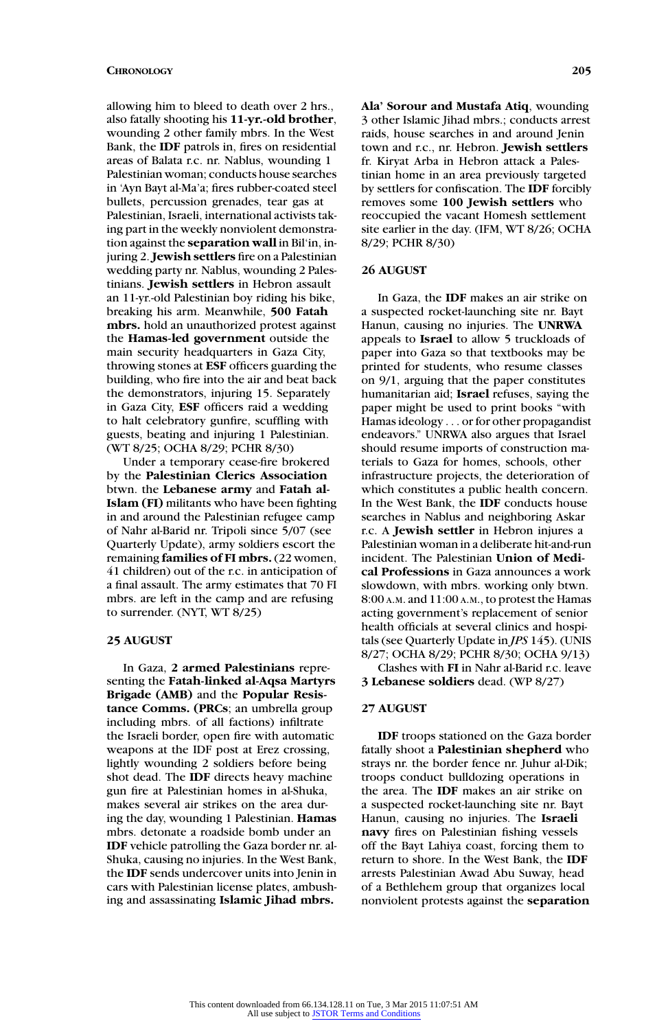allowing him to bleed to death over 2 hrs., also fatally shooting his **11-yr.-old brother**, wounding 2 other family mbrs. In the West Bank, the **IDF** patrols in, fires on residential areas of Balata r.c. nr. Nablus, wounding 1 Palestinian woman; conducts house searches in 'Ayn Bayt al-Ma'a; fires rubber-coated steel bullets, percussion grenades, tear gas at Palestinian, Israeli, international activists taking part in the weekly nonviolent demonstration against the **separation wall** in Bil'in, injuring 2. **Jewish settlers** fire on a Palestinian wedding party nr. Nablus, wounding 2 Palestinians. **Jewish settlers** in Hebron assault an 11-yr.-old Palestinian boy riding his bike, breaking his arm. Meanwhile, **500 Fatah mbrs.** hold an unauthorized protest against the **Hamas-led government** outside the main security headquarters in Gaza City, throwing stones at **ESF** officers guarding the building, who fire into the air and beat back the demonstrators, injuring 15. Separately in Gaza City, **ESF** officers raid a wedding to halt celebratory gunfire, scuffling with guests, beating and injuring 1 Palestinian. (WT 8/25; OCHA 8/29; PCHR 8/30)

Under a temporary cease-fire brokered by the **Palestinian Clerics Association** btwn. the **Lebanese army** and **Fatah al-Islam (FI)** militants who have been fighting in and around the Palestinian refugee camp of Nahr al-Barid nr. Tripoli since 5/07 (see Quarterly Update), army soldiers escort the remaining **families of FI mbrs.** (22 women, 41 children) out of the r.c. in anticipation of a final assault. The army estimates that 70 FI mbrs. are left in the camp and are refusing to surrender. (NYT, WT 8/25)

## 25 AUGUST

In Gaza, **2 armed Palestinians** representing the **Fatah-linked al-Aqsa Martyrs Brigade (AMB)** and the **Popular Resistance Comms. (PRCs**; an umbrella group including mbrs. of all factions) infiltrate the Israeli border, open fire with automatic weapons at the IDF post at Erez crossing, lightly wounding 2 soldiers before being shot dead. The **IDF** directs heavy machine gun fire at Palestinian homes in al-Shuka, makes several air strikes on the area during the day, wounding 1 Palestinian. **Hamas** mbrs. detonate a roadside bomb under an **IDF** vehicle patrolling the Gaza border nr. al-Shuka, causing no injuries. In the West Bank, the **IDF** sends undercover units into Jenin in cars with Palestinian license plates, ambushing and assassinating **Islamic Jihad mbrs. Ala' Sorour and Mustafa Atiq**, wounding 3 other Islamic Jihad mbrs.; conducts arrest raids, house searches in and around Jenin town and r.c., nr. Hebron. **Jewish settlers** fr. Kiryat Arba in Hebron attack a Palestinian home in an area previously targeted by settlers for confiscation. The **IDF** forcibly removes some **100 Jewish settlers** who reoccupied the vacant Homesh settlement site earlier in the day. (IFM, WT 8/26; OCHA 8/29; PCHR 8/30)

## 26 AUGUST

In Gaza, the **IDF** makes an air strike on a suspected rocket-launching site nr. Bayt Hanun, causing no injuries. The **UNRWA** appeals to **Israel** to allow 5 truckloads of paper into Gaza so that textbooks may be printed for students, who resume classes on 9/1, arguing that the paper constitutes humanitarian aid; **Israel** refuses, saying the paper might be used to print books "with Hamas ideology . . . or for other propagandist endeavors." UNRWA also argues that Israel should resume imports of construction materials to Gaza for homes, schools, other infrastructure projects, the deterioration of which constitutes a public health concern. In the West Bank, the **IDF** conducts house searches in Nablus and neighboring Askar r.c. A **Jewish settler** in Hebron injures a Palestinian woman in a deliberate hit-and-run incident. The Palestinian **Union of Medical Professions** in Gaza announces a work slowdown, with mbrs. working only btwn. 8:00 A.M. and 11:00 A.M., to protest the Hamas acting government's replacement of senior health officials at several clinics and hospitals (see Quarterly Update in *JPS* 145). (UNIS 8/27; OCHA 8/29; PCHR 8/30; OCHA 9/13)

Clashes with **FI** in Nahr al-Barid r.c. leave **3 Lebanese soldiers** dead. (WP 8/27)

## 27 AUGUST

**IDF** troops stationed on the Gaza border fatally shoot a **Palestinian shepherd** who strays nr. the border fence nr. Juhur al-Dik; troops conduct bulldozing operations in the area. The **IDF** makes an air strike on a suspected rocket-launching site nr. Bayt Hanun, causing no injuries. The **Israeli navy** fires on Palestinian fishing vessels off the Bayt Lahiya coast, forcing them to return to shore. In the West Bank, the **IDF** arrests Palestinian Awad Abu Suway, head of a Bethlehem group that organizes local nonviolent protests against the **separation**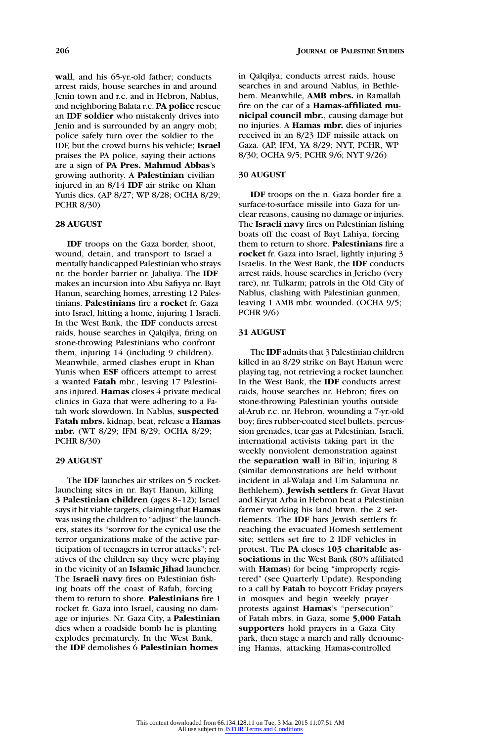**wall**, and his 65-yr.-old father; conducts arrest raids, house searches in and around Jenin town and r.c. and in Hebron, Nablus, and neighboring Balata r.c. **PA police** rescue an **IDF soldier** who mistakenly drives into Jenin and is surrounded by an angry mob; police safely turn over the soldier to the IDF, but the crowd burns his vehicle; **Israel** praises the PA police, saying their actions are a sign of **PA Pres. Mahmud Abbas**'s growing authority. A **Palestinian** civilian injured in an 8/14 **IDF** air strike on Khan Yunis dies. (AP 8/27; WP 8/28; OCHA 8/29; PCHR 8/30)

### 28 AUGUST

**IDF** troops on the Gaza border, shoot, wound, detain, and transport to Israel a mentally handicapped Palestinian who strays nr. the border barrier nr. Jabaliya. The **IDF** makes an incursion into Abu Safiyya nr. Bayt Hanun, searching homes, arresting 12 Palestinians. **Palestinians** fire a **rocket** fr. Gaza into Israel, hitting a home, injuring 1 Israeli. In the West Bank, the **IDF** conducts arrest raids, house searches in Qalqilya, firing on stone-throwing Palestinians who confront them, injuring 14 (including 9 children). Meanwhile, armed clashes erupt in Khan Yunis when **ESF** officers attempt to arrest a wanted **Fatah** mbr., leaving 17 Palestinians injured. **Hamas** closes 4 private medical clinics in Gaza that were adhering to a Fatah work slowdown. In Nablus, **suspected Fatah mbrs.** kidnap, beat, release a **Hamas mbr.** (WT 8/29; IFM 8/29; OCHA 8/29; PCHR 8/30)

### 29 AUGUST

The **IDF** launches air strikes on 5 rocket-launching sites in nr. Bayt Hanun, killing **3 Palestinian children** (ages 8–12); Israel says it hit viable targets, claiming that **Hamas** was using the children to "adjust" the launchers, states its "sorrow for the cynical use the terror organizations make of the active participation of teenagers in terror attacks"; relatives of the children say they were playing in the vicinity of an **Islamic Jihad** launcher. The **Israeli navy** fires on Palestinian fishing boats off the coast of Rafah, forcing them to return to shore. **Palestinians** fire 1 rocket fr. Gaza into Israel, causing no damage or injuries. Nr. Gaza City, a **Palestinian** dies when a roadside bomb he is planting explodes prematurely. In the West Bank, the **IDF** demolishes 6 **Palestinian homes** in Qalqilya; conducts arrest raids, house searches in and around Nablus, in Bethlehem. Meanwhile, **AMB mbrs.** in Ramallah fire on the car of a **Hamas-affiliated municipal council mbr.**, causing damage but no injuries. A **Hamas mbr.** dies of injuries received in an 8/23 IDF missile attack on Gaza. (AP, IFM, YA 8/29; NYT, PCHR, WP 8/30; OCHA 9/5; PCHR 9/6; NYT 9/26)

### 30 AUGUST

**IDF** troops on the n. Gaza border fire a surface-to-surface missile into Gaza for unclear reasons, causing no damage or injuries. The **Israeli navy** fires on Palestinian fishing boats off the coast of Bayt Lahiya, forcing them to return to shore. **Palestinians** fire a **rocket** fr. Gaza into Israel, lightly injuring 3 Israelis. In the West Bank, the **IDF** conducts arrest raids, house searches in Jericho (very rare), nr. Tulkarm; patrols in the Old City of Nablus, clashing with Palestinian gunmen, leaving 1 AMB mbr. wounded. (OCHA 9/5; PCHR 9/6)

### 31 AUGUST

The **IDF** admits that 3 Palestinian children killed in an 8/29 strike on Bayt Hanun were playing tag, not retrieving a rocket launcher. In the West Bank, the **IDF** conducts arrest raids, house searches nr. Hebron; fires on stone-throwing Palestinian youths outside al-Arub r.c. nr. Hebron, wounding a 7-yr.-old boy; fires rubber-coated steel bullets, percussion grenades, tear gas at Palestinian, Israeli, international activists taking part in the weekly nonviolent demonstration against the **separation wall** in Bil'in, injuring 8 (similar demonstrations are held without incident in al-Walaja and Um Salamuna nr. Bethlehem). **Jewish settlers** fr. Givat Havat and Kiryat Arba in Hebron beat a Palestinian farmer working his land btwn. the 2 settlements. The **IDF** bars Jewish settlers fr. reaching the evacuated Homesh settlement site; settlers set fire to 2 IDF vehicles in protest. The **PA** closes **103 charitable associations** in the West Bank (80% affiliated with **Hamas**) for being "improperly registered" (see Quarterly Update). Responding to a call by **Fatah** to boycott Friday prayers in mosques and begin weekly prayer protests against **Hamas**'s "persecution" of Fatah mbrs. in Gaza, some **5,000 Fatah supporters** hold prayers in a Gaza City park, then stage a march and rally denouncing Hamas, attacking Hamas-controlled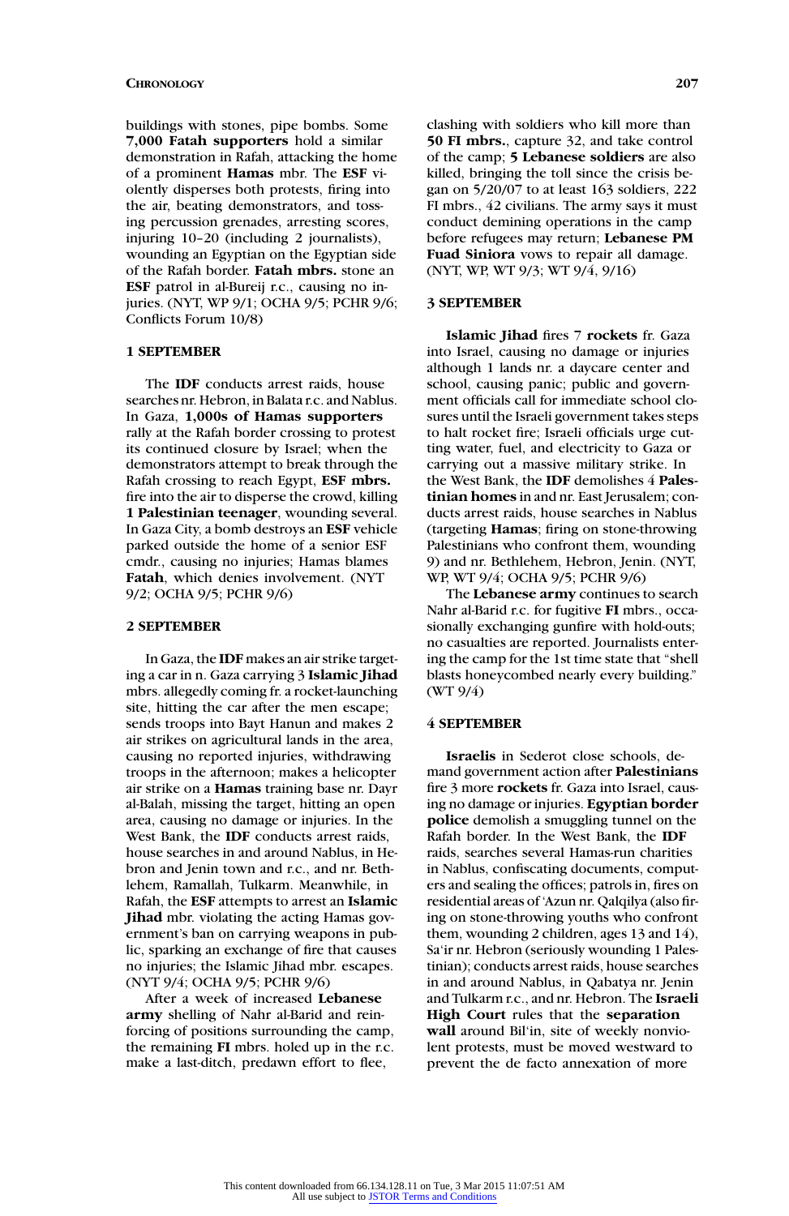buildings with stones, pipe bombs. Some **7,000 Fatah supporters** hold a similar demonstration in Rafah, attacking the home of a prominent **Hamas** mbr. The **ESF** violently disperses both protests, firing into the air, beating demonstrators, and tossing percussion grenades, arresting scores, injuring 10–20 (including 2 journalists), wounding an Egyptian on the Egyptian side of the Rafah border. **Fatah mbrs.** stone an **ESF** patrol in al-Bureij r.c., causing no injuries. (NYT, WP 9/1; OCHA 9/5; PCHR 9/6; Conflicts Forum 10/8)

### 1 SEPTEMBER

The **IDF** conducts arrest raids, house searches nr. Hebron, in Balata r.c. and Nablus. In Gaza, **1,000s of Hamas supporters** rally at the Rafah border crossing to protest its continued closure by Israel; when the demonstrators attempt to break through the Rafah crossing to reach Egypt, **ESF mbrs.** fire into the air to disperse the crowd, killing **1 Palestinian teenager**, wounding several. In Gaza City, a bomb destroys an **ESF** vehicle parked outside the home of a senior ESF cmdr., causing no injuries; Hamas blames **Fatah**, which denies involvement. (NYT 9/2; OCHA 9/5; PCHR 9/6)

### 2 SEPTEMBER

In Gaza, the **IDF** makes an air strike targeting a car in n. Gaza carrying 3 **Islamic Jihad** mbrs. allegedly coming fr. a rocket-launching site, hitting the car after the men escape; sends troops into Bayt Hanun and makes 2 air strikes on agricultural lands in the area, causing no reported injuries, withdrawing troops in the afternoon; makes a helicopter air strike on a **Hamas** training base nr. Dayr al-Balah, missing the target, hitting an open area, causing no damage or injuries. In the West Bank, the **IDF** conducts arrest raids, house searches in and around Nablus, in Hebron and Jenin town and r.c., and nr. Bethlehem, Ramallah, Tulkarm. Meanwhile, in Rafah, the **ESF** attempts to arrest an **Islamic Jihad** mbr. violating the acting Hamas government's ban on carrying weapons in public, sparking an exchange of fire that causes no injuries; the Islamic Jihad mbr. escapes. (NYT 9/4; OCHA 9/5; PCHR 9/6)

After a week of increased **Lebanese army** shelling of Nahr al-Barid and reinforcing of positions surrounding the camp, the remaining **FI** mbrs. holed up in the r.c. make a last-ditch, predawn effort to flee, clashing with soldiers who kill more than **50 FI mbrs.**, capture 32, and take control of the camp; **5 Lebanese soldiers** are also killed, bringing the toll since the crisis began on 5/20/07 to at least 163 soldiers, 222 FI mbrs., 42 civilians. The army says it must conduct demining operations in the camp before refugees may return; **Lebanese PM Fuad Siniora** vows to repair all damage. (NYT, WP, WT 9/3; WT 9/4, 9/16)

### 3 SEPTEMBER

**Islamic Jihad** fires 7 **rockets** fr. Gaza into Israel, causing no damage or injuries although 1 lands nr. a daycare center and school, causing panic; public and government officials call for immediate school closures until the Israeli government takes steps to halt rocket fire; Israeli officials urge cutting water, fuel, and electricity to Gaza or carrying out a massive military strike. In the West Bank, the **IDF** demolishes 4 **Palestinian homes** in and nr. East Jerusalem; conducts arrest raids, house searches in Nablus (targeting **Hamas**; firing on stone-throwing Palestinians who confront them, wounding 9) and nr. Bethlehem, Hebron, Jenin. (NYT, WP, WT 9/4; OCHA 9/5; PCHR 9/6)

The **Lebanese army** continues to search Nahr al-Barid r.c. for fugitive **FI** mbrs., occasionally exchanging gunfire with hold-outs; no casualties are reported. Journalists entering the camp for the 1st time state that "shell blasts honeycombed nearly every building." (WT 9/4)

### 4 SEPTEMBER

**Israelis** in Sederot close schools, demand government action after **Palestinians** fire 3 more **rockets** fr. Gaza into Israel, causing no damage or injuries. **Egyptian border police** demolish a smuggling tunnel on the Rafah border. In the West Bank, the **IDF** raids, searches several Hamas-run charities in Nablus, confiscating documents, computers and sealing the offices; patrols in, fires on residential areas of 'Azun nr. Qalqilya (also firing on stone-throwing youths who confront them, wounding 2 children, ages 13 and 14), Sa'ir nr. Hebron (seriously wounding 1 Palestinian); conducts arrest raids, house searches in and around Nablus, in Qabatya nr. Jenin and Tulkarm r.c., and nr. Hebron. The **Israeli High Court** rules that the **separation wall** around Bil'in, site of weekly nonviolent protests, must be moved westward to prevent the de facto annexation of more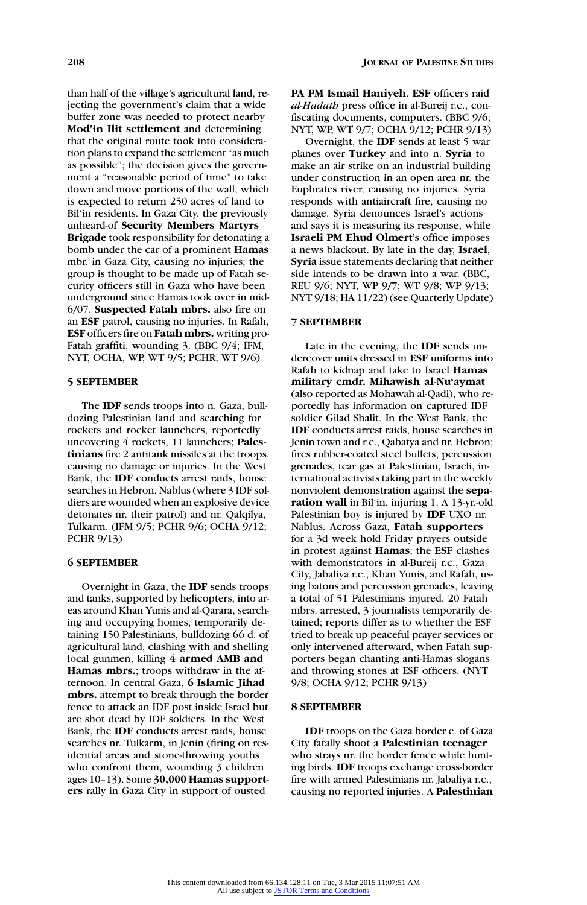than half of the village's agricultural land, rejecting the government's claim that a wide buffer zone was needed to protect nearby **Mod'in Ilit settlement** and determining that the original route took into consideration plans to expand the settlement "as much as possible"; the decision gives the government a "reasonable period of time" to take down and move portions of the wall, which is expected to return 250 acres of land to Bil'in residents. In Gaza City, the previously unheard-of **Security Members Martyrs Brigade** took responsibility for detonating a bomb under the car of a prominent **Hamas** mbr. in Gaza City, causing no injuries; the group is thought to be made up of Fatah security officers still in Gaza who have been underground since Hamas took over in mid-6/07. **Suspected Fatah mbrs.** also fire on an **ESF** patrol, causing no injuries. In Rafah, **ESF** officers fire on **Fatah mbrs.** writing pro-Fatah graffiti, wounding 3. (BBC 9/4; IFM, NYT, OCHA, WP, WT 9/5; PCHR, WT 9/6)

### 5 SEPTEMBER

The **IDF** sends troops into n. Gaza, bulldozing Palestinian land and searching for rockets and rocket launchers, reportedly uncovering 4 rockets, 11 launchers; **Palestinians** fire 2 antitank missiles at the troops, causing no damage or injuries. In the West Bank, the **IDF** conducts arrest raids, house searches in Hebron, Nablus (where 3 IDF soldiers are wounded when an explosive device detonates nr. their patrol) and nr. Qalqilya, Tulkarm. (IFM 9/5; PCHR 9/6; OCHA 9/12; PCHR 9/13)

### 6 SEPTEMBER

Overnight in Gaza, the **IDF** sends troops and tanks, supported by helicopters, into areas around Khan Yunis and al-Qarara, searching and occupying homes, temporarily detaining 150 Palestinians, bulldozing 66 d. of agricultural land, clashing with and shelling local gunmen, killing **4 armed AMB and Hamas mbrs.**; troops withdraw in the afternoon. In central Gaza, **6 Islamic Jihad mbrs.** attempt to break through the border fence to attack an IDF post inside Israel but are shot dead by IDF soldiers. In the West Bank, the **IDF** conducts arrest raids, house searches nr. Tulkarm, in Jenin (firing on residential areas and stone-throwing youths who confront them, wounding 3 children ages 10–13). Some **30,000 Hamas supporters** rally in Gaza City in support of ousted **PA PM Ismail Haniyeh**. **ESF** officers raid *al-Hadath* press office in al-Bureij r.c., confiscating documents, computers. (BBC 9/6; NYT, WP, WT 9/7; OCHA 9/12; PCHR 9/13)

Overnight, the **IDF** sends at least 5 war planes over **Turkey** and into n. **Syria** to make an air strike on an industrial building under construction in an open area nr. the Euphrates river, causing no injuries. Syria responds with antiaircraft fire, causing no damage. Syria denounces Israel's actions and says it is measuring its response, while **Israeli PM Ehud Olmert**'s office imposes a news blackout. By late in the day, **Israel**, **Syria** issue statements declaring that neither side intends to be drawn into a war. (BBC, REU 9/6; NYT, WP 9/7; WT 9/8; WP 9/13; NYT 9/18; HA 11/22) (see Quarterly Update)

### 7 SEPTEMBER

Late in the evening, the **IDF** sends undercover units dressed in **ESF** uniforms into Rafah to kidnap and take to Israel **Hamas military cmdr. Mihawish al-Nu'aymat** (also reported as Mohawah al-Qadi), who reportedly has information on captured IDF soldier Gilad Shalit. In the West Bank, the **IDF** conducts arrest raids, house searches in Jenin town and r.c., Qabatya and nr. Hebron; fires rubber-coated steel bullets, percussion grenades, tear gas at Palestinian, Israeli, international activists taking part in the weekly nonviolent demonstration against the **separation wall** in Bil'in, injuring 1. A 13-yr.-old Palestinian boy is injured by **IDF** UXO nr. Nablus. Across Gaza, **Fatah supporters** for a 3d week hold Friday prayers outside in protest against **Hamas**; the **ESF** clashes with demonstrators in al-Bureij r.c., Gaza City, Jabaliya r.c., Khan Yunis, and Rafah, using batons and percussion grenades, leaving a total of 51 Palestinians injured, 20 Fatah mbrs. arrested, 3 journalists temporarily detained; reports differ as to whether the ESF tried to break up peaceful prayer services or only intervened afterward, when Fatah supporters began chanting anti-Hamas slogans and throwing stones at ESF officers. (NYT 9/8; OCHA 9/12; PCHR 9/13)

### 8 SEPTEMBER

**IDF** troops on the Gaza border e. of Gaza City fatally shoot a **Palestinian teenager** who strays nr. the border fence while hunting birds. **IDF** troops exchange cross-border fire with armed Palestinians nr. Jabaliya r.c., causing no reported injuries. A **Palestinian**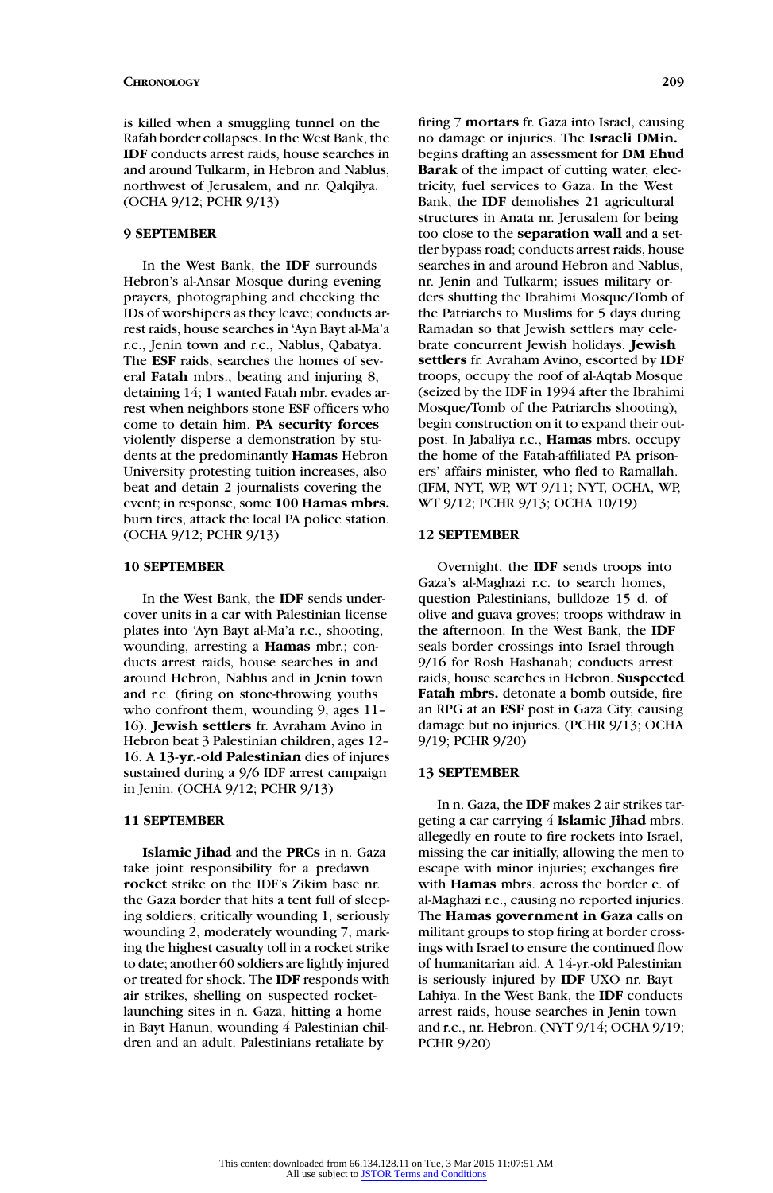is killed when a smuggling tunnel on the Rafah border collapses. In the West Bank, the **IDF** conducts arrest raids, house searches in and around Tulkarm, in Hebron and Nablus, northwest of Jerusalem, and nr. Qalqilya. (OCHA 9/12; PCHR 9/13)

### 9 SEPTEMBER

In the West Bank, the **IDF** surrounds Hebron's al-Ansar Mosque during evening prayers, photographing and checking the IDs of worshipers as they leave; conducts arrest raids, house searches in 'Ayn Bayt al-Ma'a r.c., Jenin town and r.c., Nablus, Qabatya. The **ESF** raids, searches the homes of several **Fatah** mbrs., beating and injuring 8, detaining 14; 1 wanted Fatah mbr. evades arrest when neighbors stone ESF officers who come to detain him. **PA security forces** violently disperse a demonstration by students at the predominantly **Hamas** Hebron University protesting tuition increases, also beat and detain 2 journalists covering the event; in response, some **100 Hamas mbrs.** burn tires, attack the local PA police station. (OCHA 9/12; PCHR 9/13)

### 10 SEPTEMBER

In the West Bank, the **IDF** sends undercover units in a car with Palestinian license plates into 'Ayn Bayt al-Ma'a r.c., shooting, wounding, arresting a **Hamas** mbr.; conducts arrest raids, house searches in and around Hebron, Nablus and in Jenin town and r.c. (firing on stone-throwing youths who confront them, wounding 9, ages 11–16). **Jewish settlers** fr. Avraham Avino in Hebron beat 3 Palestinian children, ages 12–16. A **13-yr.-old Palestinian** dies of injures sustained during a 9/6 IDF arrest campaign in Jenin. (OCHA 9/12; PCHR 9/13)

### 11 SEPTEMBER

**Islamic Jihad** and the **PRCs** in n. Gaza take joint responsibility for a predawn **rocket** strike on the IDF's Zikim base nr. the Gaza border that hits a tent full of sleeping soldiers, critically wounding 1, seriously wounding 2, moderately wounding 7, marking the highest casualty toll in a rocket strike to date; another 60 soldiers are lightly injured or treated for shock. The **IDF** responds with air strikes, shelling on suspected rocket-launching sites in n. Gaza, hitting a home in Bayt Hanun, wounding 4 Palestinian children and an adult. Palestinians retaliate by firing 7 **mortars** fr. Gaza into Israel, causing no damage or injuries. The **Israeli DMin. Ehud Barak** begins drafting an assessment for **DM Ehud Barak** of the impact of cutting water, electricity, fuel services to Gaza. In the West Bank, the **IDF** demolishes 21 agricultural structures in Anata nr. Jerusalem for being too close to the **separation wall** and a settler bypass road; conducts arrest raids, house searches in and around Hebron and Nablus, nr. Jenin and Tulkarm; issues military orders shutting the Ibrahimi Mosque/Tomb of the Patriarchs to Muslims for 5 days during Ramadan so that Jewish settlers may celebrate concurrent Jewish holidays. **Jewish settlers** fr. Avraham Avino, escorted by **IDF** troops, occupy the roof of al-Aqtab Mosque (seized by the IDF in 1994 after the Ibrahimi Mosque/Tomb of the Patriarchs shooting), begin construction on it to expand their outpost. In Jabaliya r.c., **Hamas** mbrs. occupy the home of the Fatah-affiliated PA prisoners' affairs minister, who fled to Ramallah. (IFM, NYT, WP, WT 9/11; NYT, OCHA, WP, WT 9/12; PCHR 9/13; OCHA 10/19)

### 12 SEPTEMBER

Overnight, the **IDF** sends troops into Gaza's al-Maghazi r.c. to search homes, question Palestinians, bulldoze 15 d. of olive and guava groves; troops withdraw in the afternoon. In the West Bank, the **IDF** seals border crossings into Israel through 9/16 for Rosh Hashanah; conducts arrest raids, house searches in Hebron. **Suspected Fatah mbrs.** detonate a bomb outside, fire an RPG at an **ESF** post in Gaza City, causing damage but no injuries. (PCHR 9/13; OCHA 9/19; PCHR 9/20)

### 13 SEPTEMBER

In n. Gaza, the **IDF** makes 2 air strikes targeting a car carrying 4 **Islamic Jihad** mbrs. allegedly en route to fire rockets into Israel, missing the car initially, allowing the men to escape with minor injuries; exchanges fire with **Hamas** mbrs. across the border e. of al-Maghazi r.c., causing no reported injuries. The **Hamas government in Gaza** calls on militant groups to stop firing at border crossings with Israel to ensure the continued flow of humanitarian aid. A 14-yr.-old Palestinian is seriously injured by **IDF** UXO nr. Bayt Lahiya. In the West Bank, the **IDF** conducts arrest raids, house searches in Jenin town and r.c., nr. Hebron. (NYT 9/14; OCHA 9/19; PCHR 9/20)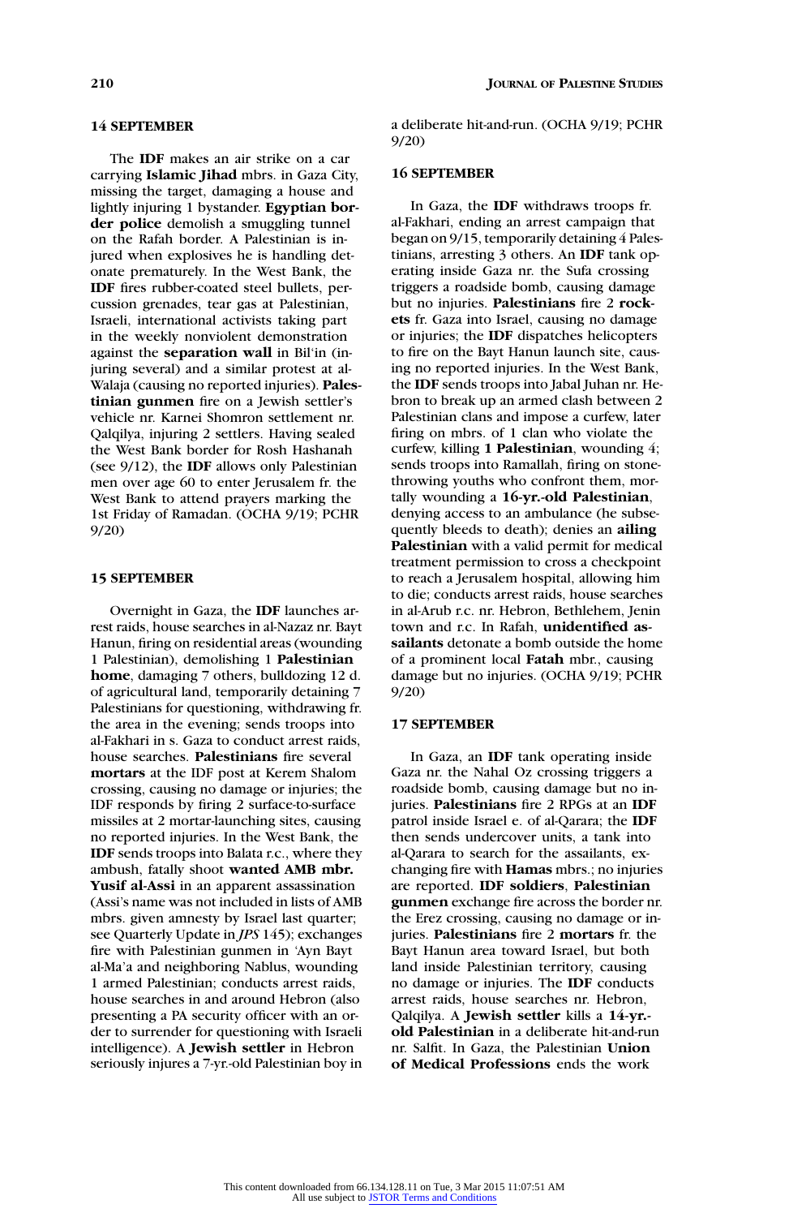### 14 SEPTEMBER

The **IDF** makes an air strike on a car carrying **Islamic Jihad** mbrs. in Gaza City, missing the target, damaging a house and lightly injuring 1 bystander. **Egyptian border police** demolish a smuggling tunnel on the Rafah border. A Palestinian is injured when explosives he is handling detonate prematurely. In the West Bank, the **IDF** fires rubber-coated steel bullets, percussion grenades, tear gas at Palestinian, Israeli, international activists taking part in the weekly nonviolent demonstration against the **separation wall** in Bil'in (injuring several) and a similar protest at al-Walaja (causing no reported injuries). **Palestinian gunmen** fire on a Jewish settler's vehicle nr. Karnei Shomron settlement nr. Qalqilya, injuring 2 settlers. Having sealed the West Bank border for Rosh Hashanah (see 9/12), the **IDF** allows only Palestinian men over age 60 to enter Jerusalem fr. the West Bank to attend prayers marking the 1st Friday of Ramadan. (OCHA 9/19; PCHR 9/20)

### 15 SEPTEMBER

Overnight in Gaza, the **IDF** launches arrest raids, house searches in al-Nazaz nr. Bayt Hanun, firing on residential areas (wounding 1 Palestinian), demolishing 1 **Palestinian home**, damaging 7 others, bulldozing 12 d. of agricultural land, temporarily detaining 7 Palestinians for questioning, withdrawing fr. the area in the evening; sends troops into al-Fakhari in s. Gaza to conduct arrest raids, house searches. **Palestinians** fire several **mortars** at the IDF post at Kerem Shalom crossing, causing no damage or injuries; the IDF responds by firing 2 surface-to-surface missiles at 2 mortar-launching sites, causing no reported injuries. In the West Bank, the **IDF** sends troops into Balata r.c., where they ambush, fatally shoot **wanted AMB mbr. Yusif al-Assi** in an apparent assassination (Assi's name was not included in lists of AMB mbrs. given amnesty by Israel last quarter; see Quarterly Update in *JPS* 145); exchanges fire with Palestinian gunmen in 'Ayn Bayt al-Ma'a and neighboring Nablus, wounding 1 armed Palestinian; conducts arrest raids, house searches in and around Hebron (also presenting a PA security officer with an order to surrender for questioning with Israeli intelligence). A **Jewish settler** in Hebron seriously injures a 7-yr.-old Palestinian boy in a deliberate hit-and-run. (OCHA 9/19; PCHR 9/20)

### 16 SEPTEMBER

In Gaza, the **IDF** withdraws troops fr. al-Fakhari, ending an arrest campaign that began on 9/15, temporarily detaining 4 Palestinians, arresting 3 others. An **IDF** tank operating inside Gaza nr. the Sufa crossing triggers a roadside bomb, causing damage but no injuries. **Palestinians** fire 2 **rockets** fr. Gaza into Israel, causing no damage or injuries; the **IDF** dispatches helicopters to fire on the Bayt Hanun launch site, causing no reported injuries. In the West Bank, the **IDF** sends troops into Jabal Juhan nr. Hebron to break up an armed clash between 2 Palestinian clans and impose a curfew, later firing on mbrs. of 1 clan who violate the curfew, killing **1 Palestinian**, wounding 4; sends troops into Ramallah, firing on stone-throwing youths who confront them, mortally wounding a **16-yr.-old Palestinian**, denying access to an ambulance (he subsequently bleeds to death); denies an **ailing Palestinian** with a valid permit for medical treatment permission to cross a checkpoint to reach a Jerusalem hospital, allowing him to die; conducts arrest raids, house searches in al-Arub r.c. nr. Hebron, Bethlehem, Jenin town and r.c. In Rafah, **unidentified assailants** detonate a bomb outside the home of a prominent local **Fatah** mbr., causing damage but no injuries. (OCHA 9/19; PCHR 9/20)

### 17 SEPTEMBER

In Gaza, an **IDF** tank operating inside Gaza nr. the Nahal Oz crossing triggers a roadside bomb, causing damage but no injuries. **Palestinians** fire 2 RPGs at an **IDF** patrol inside Israel e. of al-Qarara; the **IDF** then sends undercover units, a tank into al-Qarara to search for the assailants, exchanging fire with **Hamas** mbrs.; no injuries are reported. **IDF soldiers**, **Palestinian gunmen** exchange fire across the border nr. the Erez crossing, causing no damage or injuries. **Palestinians** fire 2 **mortars** fr. the Bayt Hanun area toward Israel, but both land inside Palestinian territory, causing no damage or injuries. The **IDF** conducts arrest raids, house searches nr. Hebron, Qalqilya. A **Jewish settler** kills a **14-yr.-old Palestinian** in a deliberate hit-and-run nr. Salfit. In Gaza, the Palestinian **Union of Medical Professions** ends the work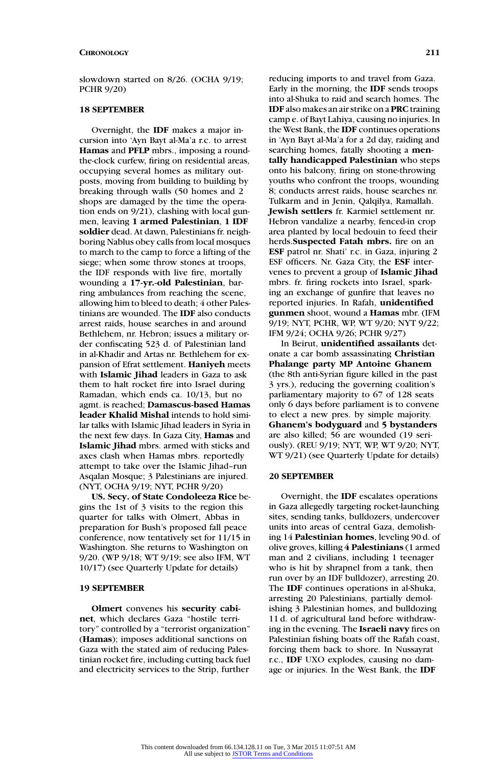slowdown started on 8/26. (OCHA 9/19; PCHR 9/20)

### 18 SEPTEMBER

Overnight, the **IDF** makes a major incursion into 'Ayn Bayt al-Ma'a r.c. to arrest **Hamas** and **PFLP** mbrs., imposing a round-the-clock curfew, firing on residential areas, occupying several homes as military outposts, moving from building to building by breaking through walls (50 homes and 2 shops are damaged by the time the operation ends on 9/21), clashing with local gunmen, leaving **1 armed Palestinian**, **1 IDF soldier** dead. At dawn, Palestinians fr. neighboring Nablus obey calls from local mosques to march to the camp to force a lifting of the siege; when some throw stones at troops, the IDF responds with live fire, mortally wounding a **17-yr.-old Palestinian**, barring ambulances from reaching the scene, allowing him to bleed to death; 4 other Palestinians are wounded. The **IDF** also conducts arrest raids, house searches in and around Bethlehem, nr. Hebron; issues a military order confiscating 523 d. of Palestinian land in al-Khadir and Artas nr. Bethlehem for expansion of Efrat settlement. **Haniyeh** meets with **Islamic Jihad** leaders in Gaza to ask them to halt rocket fire into Israel during Ramadan, which ends ca. 10/13, but no agmt. is reached; **Damascus-based Hamas leader Khalid Mishal** intends to hold similar talks with Islamic Jihad leaders in Syria in the next few days. In Gaza City, **Hamas** and **Islamic Jihad** mbrs. armed with sticks and axes clash when Hamas mbrs. reportedly attempt to take over the Islamic Jihad–run Asqalan Mosque; 3 Palestinians are injured. (NYT, OCHA 9/19; NYT, PCHR 9/20)

**US. Secy. of State Condoleeza Rice** begins the 1st of 3 visits to the region this quarter for talks with Olmert, Abbas in preparation for Bush's proposed fall peace conference, now tentatively set for 11/15 in Washington. She returns to Washington on 9/20. (WP 9/18; WT 9/19; see also IFM, WT 10/17) (see Quarterly Update for details)

### 19 SEPTEMBER

**Olmert** convenes his **security cabinet**, which declares Gaza "hostile territory" controlled by a "terrorist organization" (**Hamas**); imposes additional sanctions on Gaza with the stated aim of reducing Palestinian rocket fire, including cutting back fuel and electricity services to the Strip, further reducing imports to and travel from Gaza. Early in the morning, the **IDF** sends troops into al-Shuka to raid and search homes. The **IDF** also makes an air strike on a **PRC** training camp e. of Bayt Lahiya, causing no injuries. In the West Bank, the **IDF** continues operations in 'Ayn Bayt al-Ma'a for a 2d day, raiding and searching homes, fatally shooting a **mentally handicapped Palestinian** who steps onto his balcony, firing on stone-throwing youths who confront the troops, wounding 8; conducts arrest raids, house searches nr. Tulkarm and in Jenin, Qalqilya, Ramallah. **Jewish settlers** fr. Karmiel settlement nr. Hebron vandalize a nearby, fenced-in crop area planted by local bedouin to feed their herds.**Suspected Fatah mbrs.** fire on an **ESF** patrol nr. Shati' r.c. in Gaza, injuring 2 ESF officers. Nr. Gaza City, the **ESF** intervenes to prevent a group of **Islamic Jihad** mbrs. fr. firing rockets into Israel, sparking an exchange of gunfire that leaves no reported injuries. In Rafah, **unidentified gunmen** shoot, wound a **Hamas** mbr. (IFM 9/19; NYT, PCHR, WP, WT 9/20; NYT 9/22; IFM 9/24; OCHA 9/26; PCHR 9/27)

In Beirut, **unidentified assailants** detonate a car bomb assassinating **Christian Phalange party MP Antoine Ghanem** (the 8th anti-Syrian figure killed in the past 3 yrs.), reducing the governing coalition's parliamentary majority to 67 of 128 seats only 6 days before parliament is to convene to elect a new pres. by simple majority. **Ghanem's bodyguard** and **5 bystanders** are also killed; 56 are wounded (19 seriously). (REU 9/19; NYT, WP, WT 9/20; NYT, WT 9/21) (see Quarterly Update for details)

### 20 SEPTEMBER

Overnight, the **IDF** escalates operations in Gaza allegedly targeting rocket-launching sites, sending tanks, bulldozers, undercover units into areas of central Gaza, demolishing 14 **Palestinian homes**, leveling 90 d. of olive groves, killing **4 Palestinians** (1 armed man and 2 civilians, including 1 teenager who is hit by shrapnel from a tank, then run over by an IDF bulldozer), arresting 20. The **IDF** continues operations in al-Shuka, arresting 20 Palestinians, partially demolishing 3 Palestinian homes, and bulldozing 11 d. of agricultural land before withdrawing in the evening. The **Israeli navy** fires on Palestinian fishing boats off the Rafah coast, forcing them back to shore. In Nussayrat r.c., **IDF** UXO explodes, causing no damage or injuries. In the West Bank, the **IDF**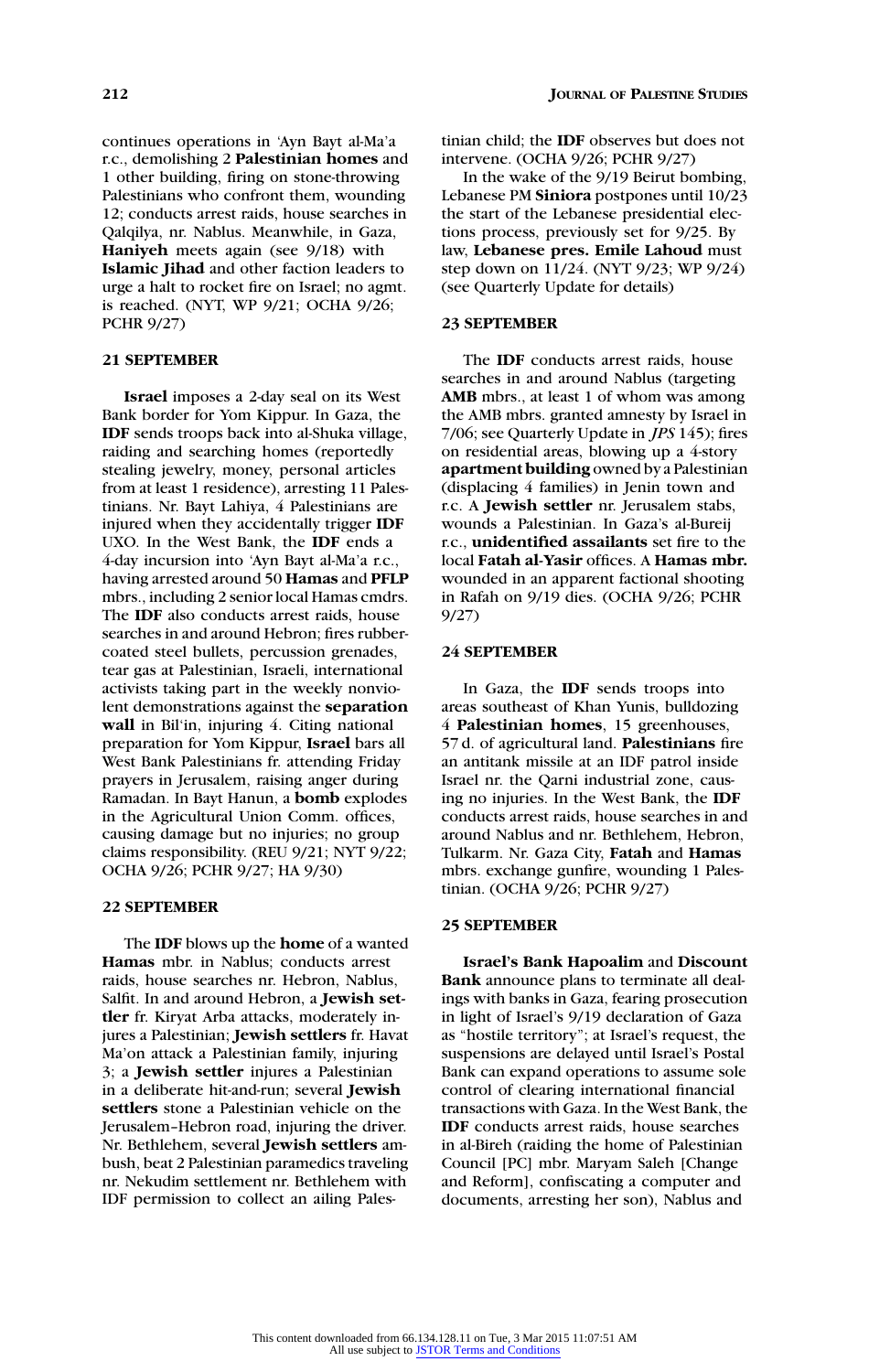continues operations in 'Ayn Bayt al-Ma'a r.c., demolishing 2 **Palestinian homes** and 1 other building, firing on stone-throwing Palestinians who confront them, wounding 12; conducts arrest raids, house searches in Qalqilya, nr. Nablus. Meanwhile, in Gaza, **Haniyeh** meets again (see 9/18) with **Islamic Jihad** and other faction leaders to urge a halt to rocket fire on Israel; no agmt. is reached. (NYT, WP 9/21; OCHA 9/26; PCHR 9/27)

### 21 SEPTEMBER

**Israel** imposes a 2-day seal on its West Bank border for Yom Kippur. In Gaza, the **IDF** sends troops back into al-Shuka village, raiding and searching homes (reportedly stealing jewelry, money, personal articles from at least 1 residence), arresting 11 Palestinians. Nr. Bayt Lahiya, 4 Palestinians are injured when they accidentally trigger **IDF** UXO. In the West Bank, the **IDF** ends a 4-day incursion into 'Ayn Bayt al-Ma'a r.c., having arrested around 50 **Hamas** and **PFLP** mbrs., including 2 senior local Hamas cmdrs. The **IDF** also conducts arrest raids, house searches in and around Hebron; fires rubber-coated steel bullets, percussion grenades, tear gas at Palestinian, Israeli, international activists taking part in the weekly nonviolent demonstrations against the **separation wall** in Bil'in, injuring 4. Citing national preparation for Yom Kippur, **Israel** bars all West Bank Palestinians fr. attending Friday prayers in Jerusalem, raising anger during Ramadan. In Bayt Hanun, a **bomb** explodes in the Agricultural Union Comm. offices, causing damage but no injuries; no group claims responsibility. (REU 9/21; NYT 9/22; OCHA 9/26; PCHR 9/27; HA 9/30)

### 22 SEPTEMBER

The **IDF** blows up the **home** of a wanted **Hamas** mbr. in Nablus; conducts arrest raids, house searches nr. Hebron, Nablus, Salfit. In and around Hebron, a **Jewish settler** fr. Kiryat Arba attacks, moderately injures a Palestinian; **Jewish settlers** fr. Havat Ma'on attack a Palestinian family, injuring 3; a **Jewish settler** injures a Palestinian in a deliberate hit-and-run; several **Jewish settlers** stone a Palestinian vehicle on the Jerusalem–Hebron road, injuring the driver. Nr. Bethlehem, several **Jewish settlers** ambush, beat 2 Palestinian paramedics traveling nr. Nekudim settlement nr. Bethlehem with IDF permission to collect an ailing Palestinian child; the **IDF** observes but does not intervene. (OCHA 9/26; PCHR 9/27)

In the wake of the 9/19 Beirut bombing, Lebanese PM **Siniora** postpones until 10/23 the start of the Lebanese presidential elections process, previously set for 9/25. By law, **Lebanese pres. Emile Lahoud** must step down on 11/24. (NYT 9/23; WP 9/24) (see Quarterly Update for details)

### 23 SEPTEMBER

The **IDF** conducts arrest raids, house searches in and around Nablus (targeting **AMB** mbrs., at least 1 of whom was among the AMB mbrs. granted amnesty by Israel in 7/06; see Quarterly Update in *JPS* 145); fires on residential areas, blowing up a 4-story **apartment building** owned by a Palestinian (displacing 4 families) in Jenin town and r.c. A **Jewish settler** nr. Jerusalem stabs, wounds a Palestinian. In Gaza's al-Bureij r.c., **unidentified assailants** set fire to the local **Fatah al-Yasir** offices. A **Hamas mbr.** wounded in an apparent factional shooting in Rafah on 9/19 dies. (OCHA 9/26; PCHR 9/27)

### 24 SEPTEMBER

In Gaza, the **IDF** sends troops into areas southeast of Khan Yunis, bulldozing 4 **Palestinian homes**, 15 greenhouses, 57 d. of agricultural land. **Palestinians** fire an antitank missile at an IDF patrol inside Israel nr. the Qarni industrial zone, causing no injuries. In the West Bank, the **IDF** conducts arrest raids, house searches in and around Nablus and nr. Bethlehem, Hebron, Tulkarm. Nr. Gaza City, **Fatah** and **Hamas** mbrs. exchange gunfire, wounding 1 Palestinian. (OCHA 9/26; PCHR 9/27)

### 25 SEPTEMBER

**Israel's Bank Hapoalim** and **Discount Bank** announce plans to terminate all dealings with banks in Gaza, fearing prosecution in light of Israel's 9/19 declaration of Gaza as "hostile territory"; at Israel's request, the suspensions are delayed until Israel's Postal Bank can expand operations to assume sole control of clearing international financial transactions with Gaza. In the West Bank, the **IDF** conducts arrest raids, house searches in al-Bireh (raiding the home of Palestinian Council [PC] mbr. Maryam Saleh [Change and Reform], confiscating a computer and documents, arresting her son), Nablus and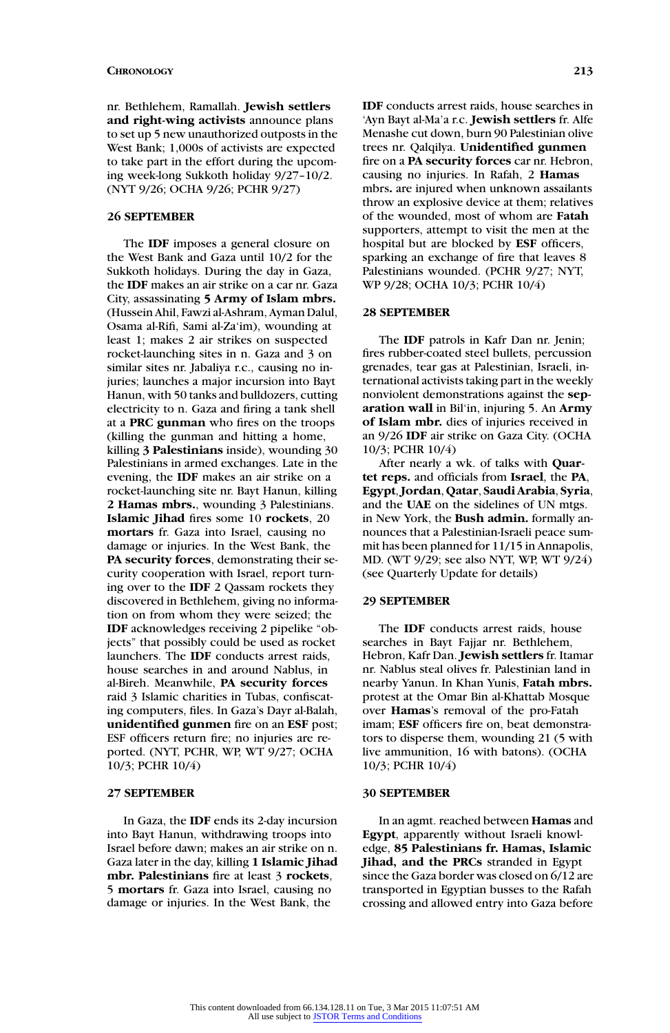nr. Bethlehem, Ramallah. **Jewish settlers and right-wing activists** announce plans to set up 5 new unauthorized outposts in the West Bank; 1,000s of activists are expected to take part in the effort during the upcoming week-long Sukkoth holiday 9/27–10/2. (NYT 9/26; OCHA 9/26; PCHR 9/27)

### 26 SEPTEMBER

The **IDF** imposes a general closure on the West Bank and Gaza until 10/2 for the Sukkoth holidays. During the day in Gaza, the **IDF** makes an air strike on a car nr. Gaza City, assassinating **5 Army of Islam mbrs.** (Hussein Ahil, Fawzi al-Ashram, Ayman Dalul, Osama al-Rifi, Sami al-Za'im), wounding at least 1; makes 2 air strikes on suspected rocket-launching sites in n. Gaza and 3 on similar sites nr. Jabaliya r.c., causing no injuries; launches a major incursion into Bayt Hanun, with 50 tanks and bulldozers, cutting electricity to n. Gaza and firing a tank shell at a **PRC gunman** who fires on the troops (killing the gunman and hitting a home, killing **3 Palestinians** inside), wounding 30 Palestinians in armed exchanges. Late in the evening, the **IDF** makes an air strike on a rocket-launching site nr. Bayt Hanun, killing **2 Hamas mbrs.**, wounding 3 Palestinians. **Islamic Jihad** fires some 10 **rockets**, 20 **mortars** fr. Gaza into Israel, causing no damage or injuries. In the West Bank, the **PA security forces**, demonstrating their security cooperation with Israel, report turning over to the **IDF** 2 Qassam rockets they discovered in Bethlehem, giving no information on from whom they were seized; the **IDF** acknowledges receiving 2 pipelike "objects" that possibly could be used as rocket launchers. The **IDF** conducts arrest raids, house searches in and around Nablus, in al-Bireh. Meanwhile, **PA security forces** raid 3 Islamic charities in Tubas, confiscating computers, files. In Gaza's Dayr al-Balah, **unidentified gunmen** fire on an **ESF** post; ESF officers return fire; no injuries are reported. (NYT, PCHR, WP, WT 9/27; OCHA 10/3; PCHR 10/4)

### 27 SEPTEMBER

In Gaza, the **IDF** ends its 2-day incursion into Bayt Hanun, withdrawing troops into Israel before dawn; makes an air strike on n. Gaza later in the day, killing **1 Islamic Jihad mbr. Palestinians** fire at least 3 **rockets**, 5 **mortars** fr. Gaza into Israel, causing no damage or injuries. In the West Bank, the **IDF** conducts arrest raids, house searches in 'Ayn Bayt al-Ma'a r.c. **Jewish settlers** fr. Alfe Menashe cut down, burn 90 Palestinian olive trees nr. Qalqilya. **Unidentified gunmen** fire on a **PA security forces** car nr. Hebron, causing no injuries. In Rafah, 2 **Hamas** mbrs**.** are injured when unknown assailants throw an explosive device at them; relatives of the wounded, most of whom are **Fatah** supporters, attempt to visit the men at the hospital but are blocked by **ESF** officers, sparking an exchange of fire that leaves 8 Palestinians wounded. (PCHR 9/27; NYT, WP 9/28; OCHA 10/3; PCHR 10/4)

### 28 SEPTEMBER

The **IDF** patrols in Kafr Dan nr. Jenin; fires rubber-coated steel bullets, percussion grenades, tear gas at Palestinian, Israeli, international activists taking part in the weekly nonviolent demonstrations against the **separation wall** in Bil'in, injuring 5. An **Army of Islam mbr.** dies of injuries received in an 9/26 **IDF** air strike on Gaza City. (OCHA 10/3; PCHR 10/4)

After nearly a wk. of talks with **Quartet reps.** and officials from **Israel**, the **PA**, **Egypt**, **Jordan**, **Qatar**, **Saudi Arabia**, **Syria**, and the **UAE** on the sidelines of UN mtgs. in New York, the **Bush admin.** formally announces that a Palestinian-Israeli peace summit has been planned for 11/15 in Annapolis, MD. (WT 9/29; see also NYT, WP, WT 9/24) (see Quarterly Update for details)

### 29 SEPTEMBER

The **IDF** conducts arrest raids, house searches in Bayt Fajjar nr. Bethlehem, Hebron, Kafr Dan. **Jewish settlers** fr. Itamar nr. Nablus steal olives fr. Palestinian land in nearby Yanun. In Khan Yunis, **Fatah mbrs.** protest at the Omar Bin al-Khattab Mosque over **Hamas**'s removal of the pro-Fatah imam; **ESF** officers fire on, beat demonstrators to disperse them, wounding 21 (5 with live ammunition, 16 with batons). (OCHA 10/3; PCHR 10/4)

### 30 SEPTEMBER

In an agmt. reached between **Hamas** and **Egypt**, apparently without Israeli knowledge, **85 Palestinians fr. Hamas, Islamic Jihad, and the PRCs** stranded in Egypt since the Gaza border was closed on 6/12 are transported in Egyptian busses to the Rafah crossing and allowed entry into Gaza before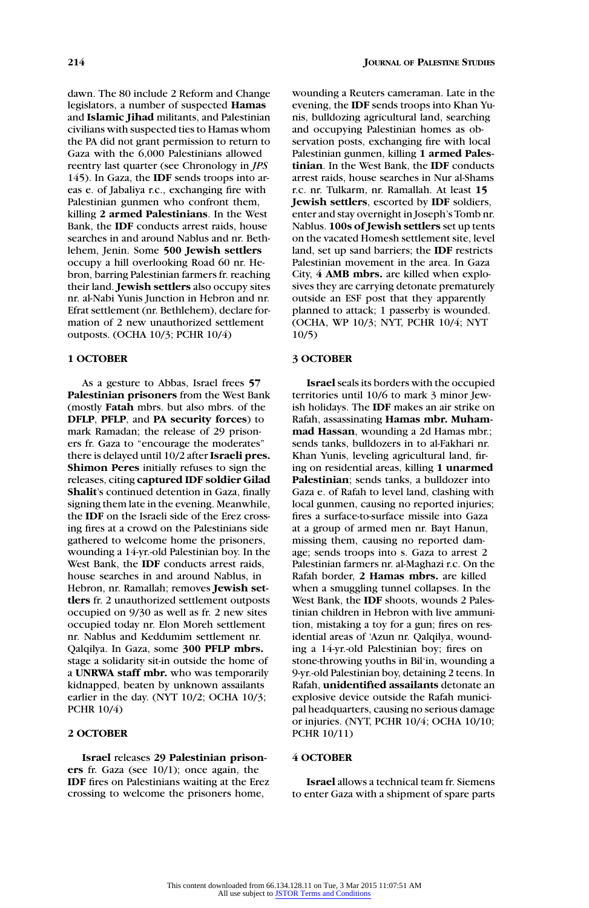dawn. The 80 include 2 Reform and Change legislators, a number of suspected **Hamas** and **Islamic Jihad** militants, and Palestinian civilians with suspected ties to Hamas whom the PA did not grant permission to return to Gaza with the 6,000 Palestinians allowed reentry last quarter (see Chronology in *JPS* 145). In Gaza, the **IDF** sends troops into areas e. of Jabaliya r.c., exchanging fire with Palestinian gunmen who confront them, killing **2 armed Palestinians**. In the West Bank, the **IDF** conducts arrest raids, house searches in and around Nablus and nr. Bethlehem, Jenin. Some **500 Jewish settlers** occupy a hill overlooking Road 60 nr. Hebron, barring Palestinian farmers fr. reaching their land. **Jewish settlers** also occupy sites nr. al-Nabi Yunis Junction in Hebron and nr. Efrat settlement (nr. Bethlehem), declare formation of 2 new unauthorized settlement outposts. (OCHA 10/3; PCHR 10/4)

### 1 OCTOBER

As a gesture to Abbas, Israel frees **57 Palestinian prisoners** from the West Bank (mostly **Fatah** mbrs. but also mbrs. of the **DFLP**, **PFLP**, and **PA security forces**) to mark Ramadan; the release of 29 prisoners fr. Gaza to "encourage the moderates" there is delayed until 10/2 after **Israeli pres. Shimon Peres** initially refuses to sign the releases, citing **captured IDF soldier Gilad Shalit**'s continued detention in Gaza, finally signing them late in the evening. Meanwhile, the **IDF** on the Israeli side of the Erez crossing fires at a crowd on the Palestinians side gathered to welcome home the prisoners, wounding a 14-yr.-old Palestinian boy. In the West Bank, the **IDF** conducts arrest raids, house searches in and around Nablus, in Hebron, nr. Ramallah; removes **Jewish settlers** fr. 2 unauthorized settlement outposts occupied on 9/30 as well as fr. 2 new sites occupied today nr. Elon Moreh settlement nr. Nablus and Keddumim settlement nr. Qalqilya. In Gaza, some **300 PFLP mbrs.** stage a solidarity sit-in outside the home of a **UNRWA staff mbr.** who was temporarily kidnapped, beaten by unknown assailants earlier in the day. (NYT 10/2; OCHA 10/3; PCHR 10/4)

### 2 OCTOBER

**Israel** releases **29 Palestinian prisoners** fr. Gaza (see 10/1); once again, the **IDF** fires on Palestinians waiting at the Erez crossing to welcome the prisoners home, wounding a Reuters cameraman. Late in the evening, the **IDF** sends troops into Khan Yunis, bulldozing agricultural land, searching and occupying Palestinian homes as observation posts, exchanging fire with local Palestinian gunmen, killing **1 armed Palestinian**. In the West Bank, the **IDF** conducts arrest raids, house searches in Nur al-Shams r.c. nr. Tulkarm, nr. Ramallah. At least **15 Jewish settlers**, escorted by **IDF** soldiers, enter and stay overnight in Joseph's Tomb nr. Nablus. **100s of Jewish settlers** set up tents on the vacated Homesh settlement site, level land, set up sand barriers; the **IDF** restricts Palestinian movement in the area. In Gaza City, **4 AMB mbrs.** are killed when explosives they are carrying detonate prematurely outside an ESF post that they apparently planned to attack; 1 passerby is wounded. (OCHA, WP 10/3; NYT, PCHR 10/4; NYT 10/5)

### 3 OCTOBER

**Israel** seals its borders with the occupied territories until 10/6 to mark 3 minor Jewish holidays. The **IDF** makes an air strike on Rafah, assassinating **Hamas mbr. Muhammad Hassan**, wounding a 2d Hamas mbr.; sends tanks, bulldozers in to al-Fakhari nr. Khan Yunis, leveling agricultural land, firing on residential areas, killing **1 unarmed Palestinian**; sends tanks, a bulldozer into Gaza e. of Rafah to level land, clashing with local gunmen, causing no reported injuries; fires a surface-to-surface missile into Gaza at a group of armed men nr. Bayt Hanun, missing them, causing no reported damage; sends troops into s. Gaza to arrest 2 Palestinian farmers nr. al-Maghazi r.c. On the Rafah border, **2 Hamas mbrs.** are killed when a smuggling tunnel collapses. In the West Bank, the **IDF** shoots, wounds 2 Palestinian children in Hebron with live ammunition, mistaking a toy for a gun; fires on residential areas of 'Azun nr. Qalqilya, wounding a 14-yr.-old Palestinian boy; fires on stone-throwing youths in Bil'in, wounding a 9-yr.-old Palestinian boy, detaining 2 teens. In Rafah, **unidentified assailants** detonate an explosive device outside the Rafah municipal headquarters, causing no serious damage or injuries. (NYT, PCHR 10/4; OCHA 10/10; PCHR 10/11)

### 4 OCTOBER

**Israel** allows a technical team fr. Siemens to enter Gaza with a shipment of spare parts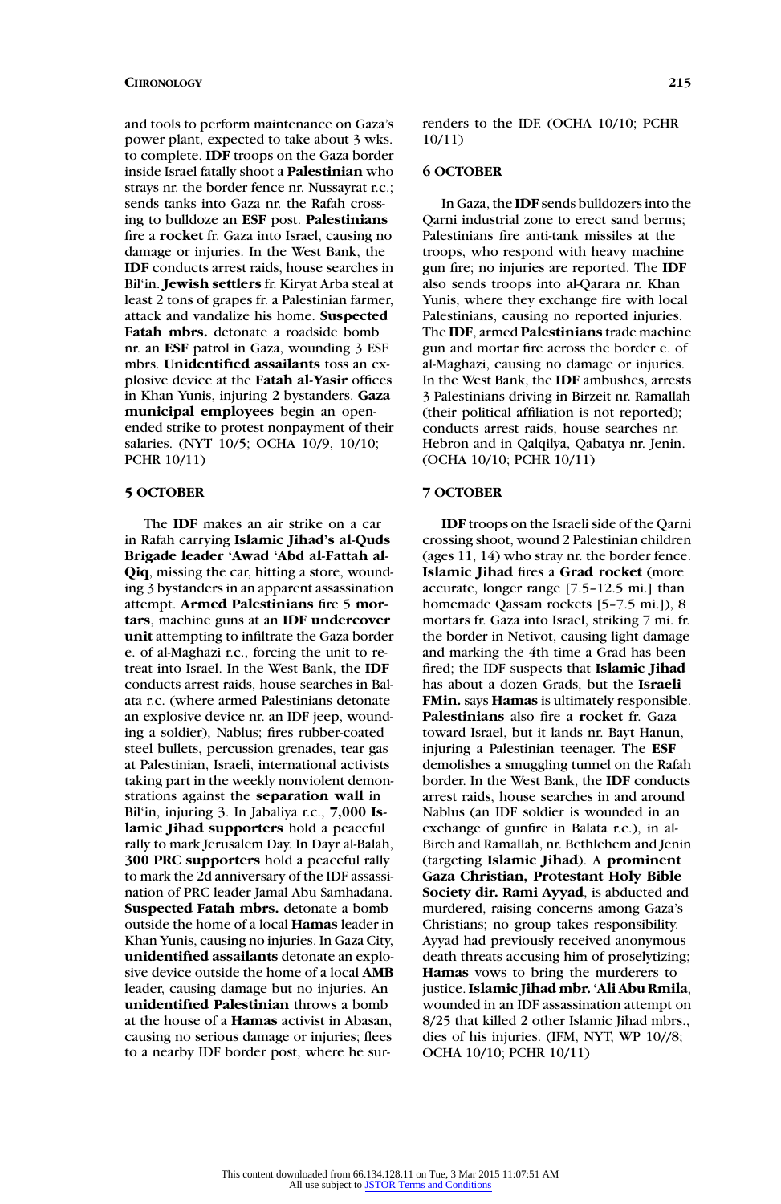and tools to perform maintenance on Gaza's power plant, expected to take about 3 wks. to complete. **IDF** troops on the Gaza border inside Israel fatally shoot a **Palestinian** who strays nr. the border fence nr. Nussayrat r.c.; sends tanks into Gaza nr. the Rafah crossing to bulldoze an **ESF** post. **Palestinians** fire a **rocket** fr. Gaza into Israel, causing no damage or injuries. In the West Bank, the **IDF** conducts arrest raids, house searches in Bil'in. **Jewish settlers** fr. Kiryat Arba steal at least 2 tons of grapes fr. a Palestinian farmer, attack and vandalize his home. **Suspected Fatah mbrs.** detonate a roadside bomb nr. an **ESF** patrol in Gaza, wounding 3 ESF mbrs. **Unidentified assailants** toss an explosive device at the **Fatah al-Yasir** offices in Khan Yunis, injuring 2 bystanders. **Gaza municipal employees** begin an open-ended strike to protest nonpayment of their salaries. (NYT 10/5; OCHA 10/9, 10/10; PCHR 10/11)

### 5 OCTOBER

The **IDF** makes an air strike on a car in Rafah carrying **Islamic Jihad's al-Quds Brigade leader 'Awad 'Abd al-Fattah al-Qiq**, missing the car, hitting a store, wounding 3 bystanders in an apparent assassination attempt. **Armed Palestinians** fire 5 **mortars**, machine guns at an **IDF undercover unit** attempting to infiltrate the Gaza border e. of al-Maghazi r.c., forcing the unit to retreat into Israel. In the West Bank, the **IDF** conducts arrest raids, house searches in Balata r.c. (where armed Palestinians detonate an explosive device nr. an IDF jeep, wounding a soldier), Nablus; fires rubber-coated steel bullets, percussion grenades, tear gas at Palestinian, Israeli, international activists taking part in the weekly nonviolent demonstrations against the **separation wall** in Bil'in, injuring 3. In Jabaliya r.c., **7,000 Islamic Jihad supporters** hold a peaceful rally to mark Jerusalem Day. In Dayr al-Balah, **300 PRC supporters** hold a peaceful rally to mark the 2d anniversary of the IDF assassination of PRC leader Jamal Abu Samhadana. **Suspected Fatah mbrs.** detonate a bomb outside the home of a local **Hamas** leader in Khan Yunis, causing no injuries. In Gaza City, **unidentified assailants** detonate an explosive device outside the home of a local **AMB** leader, causing damage but no injuries. An **unidentified Palestinian** throws a bomb at the house of a **Hamas** activist in Abasan, causing no serious damage or injuries; flees to a nearby IDF border post, where he surrenders to the IDF. (OCHA 10/10; PCHR 10/11)

### 6 OCTOBER

In Gaza, the **IDF** sends bulldozers into the Qarni industrial zone to erect sand berms; Palestinians fire anti-tank missiles at the troops, who respond with heavy machine gun fire; no injuries are reported. The **IDF** also sends troops into al-Qarara nr. Khan Yunis, where they exchange fire with local Palestinians, causing no reported injuries. The **IDF**, armed **Palestinians** trade machine gun and mortar fire across the border e. of al-Maghazi, causing no damage or injuries. In the West Bank, the **IDF** ambushes, arrests 3 Palestinians driving in Birzeit nr. Ramallah (their political affiliation is not reported); conducts arrest raids, house searches nr. Hebron and in Qalqilya, Qabatya nr. Jenin. (OCHA 10/10; PCHR 10/11)

### 7 OCTOBER

**IDF** troops on the Israeli side of the Qarni crossing shoot, wound 2 Palestinian children (ages 11, 14) who stray nr. the border fence. **Islamic Jihad** fires a **Grad rocket** (more accurate, longer range [7.5–12.5 mi.] than homemade Qassam rockets [5–7.5 mi.]), 8 mortars fr. Gaza into Israel, striking 7 mi. fr. the border in Netivot, causing light damage and marking the 4th time a Grad has been fired; the IDF suspects that **Islamic Jihad** has about a dozen Grads, but the **Israeli FMin.** says **Hamas** is ultimately responsible. **Palestinians** also fire a **rocket** fr. Gaza toward Israel, but it lands nr. Bayt Hanun, injuring a Palestinian teenager. The **ESF** demolishes a smuggling tunnel on the Rafah border. In the West Bank, the **IDF** conducts arrest raids, house searches in and around Nablus (an IDF soldier is wounded in an exchange of gunfire in Balata r.c.), in al-Bireh and Ramallah, nr. Bethlehem and Jenin (targeting **Islamic Jihad**). A **prominent Gaza Christian, Protestant Holy Bible Society dir. Rami Ayyad**, is abducted and murdered, raising concerns among Gaza's Christians; no group takes responsibility. Ayyad had previously received anonymous death threats accusing him of proselytizing; **Hamas** vows to bring the murderers to justice. **Islamic Jihad mbr. 'Ali Abu Rmila**, wounded in an IDF assassination attempt on 8/25 that killed 2 other Islamic Jihad mbrs., dies of his injuries. (IFM, NYT, WP 10//8; OCHA 10/10; PCHR 10/11)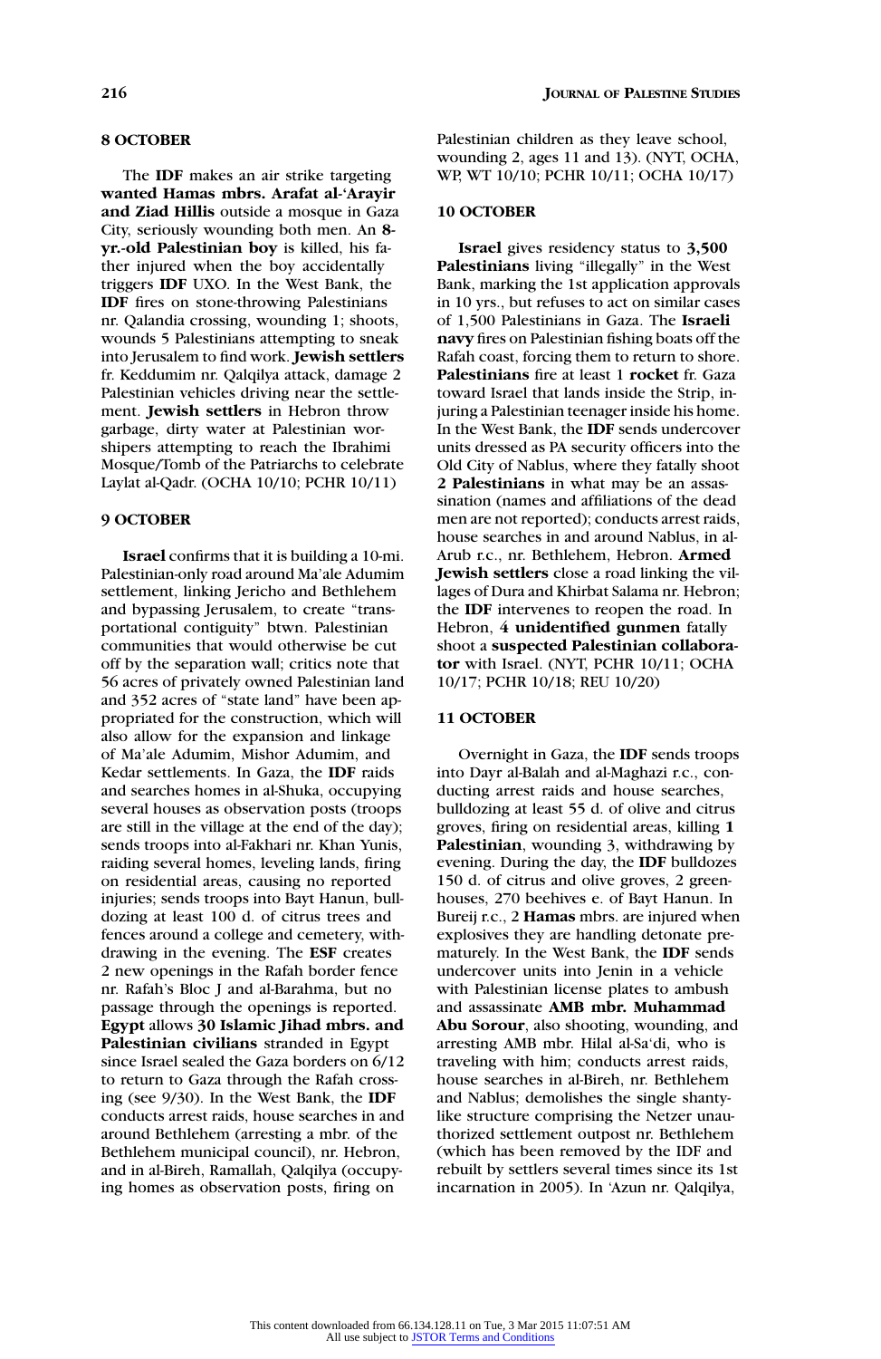## 8 OCTOBER

The **IDF** makes an air strike targeting **wanted Hamas mbrs. Arafat al-'Arayir and Ziad Hillis** outside a mosque in Gaza City, seriously wounding both men. An **8-yr.-old Palestinian boy** is killed, his father injured when the boy accidentally triggers **IDF** UXO. In the West Bank, the **IDF** fires on stone-throwing Palestinians nr. Qalandia crossing, wounding 1; shoots, wounds 5 Palestinians attempting to sneak into Jerusalem to find work. **Jewish settlers** fr. Keddumim nr. Qalqilya attack, damage 2 Palestinian vehicles driving near the settlement. **Jewish settlers** in Hebron throw garbage, dirty water at Palestinian worshipers attempting to reach the Ibrahimi Mosque/Tomb of the Patriarchs to celebrate Laylat al-Qadr. (OCHA 10/10; PCHR 10/11)

## 9 OCTOBER

**Israel** confirms that it is building a 10-mi. Palestinian-only road around Ma'ale Adumim settlement, linking Jericho and Bethlehem and bypassing Jerusalem, to create "transportational contiguity" btwn. Palestinian communities that would otherwise be cut off by the separation wall; critics note that 56 acres of privately owned Palestinian land and 352 acres of "state land" have been appropriated for the construction, which will also allow for the expansion and linkage of Ma'ale Adumim, Mishor Adumim, and Kedar settlements. In Gaza, the **IDF** raids and searches homes in al-Shuka, occupying several houses as observation posts (troops are still in the village at the end of the day); sends troops into al-Fakhari nr. Khan Yunis, raiding several homes, leveling lands, firing on residential areas, causing no reported injuries; sends troops into Bayt Hanun, bulldozing at least 100 d. of citrus trees and fences around a college and cemetery, withdrawing in the evening. The **ESF** creates 2 new openings in the Rafah border fence nr. Rafah's Bloc J and al-Barahma, but no passage through the openings is reported. **Egypt** allows **30 Islamic Jihad mbrs. and Palestinian civilians** stranded in Egypt since Israel sealed the Gaza borders on 6/12 to return to Gaza through the Rafah crossing (see 9/30). In the West Bank, the **IDF** conducts arrest raids, house searches in and around Bethlehem (arresting a mbr. of the Bethlehem municipal council), nr. Hebron, and in al-Bireh, Ramallah, Qalqilya (occupying homes as observation posts, firing on Palestinian children as they leave school, wounding 2, ages 11 and 13). (NYT, OCHA, WP, WT 10/10; PCHR 10/11; OCHA 10/17)

## 10 OCTOBER

**Israel** gives residency status to **3,500 Palestinians** living "illegally" in the West Bank, marking the 1st application approvals in 10 yrs., but refuses to act on similar cases of 1,500 Palestinians in Gaza. The **Israeli navy** fires on Palestinian fishing boats off the Rafah coast, forcing them to return to shore. **Palestinians** fire at least 1 **rocket** fr. Gaza toward Israel that lands inside the Strip, injuring a Palestinian teenager inside his home. In the West Bank, the **IDF** sends undercover units dressed as PA security officers into the Old City of Nablus, where they fatally shoot **2 Palestinians** in what may be an assassination (names and affiliations of the dead men are not reported); conducts arrest raids, house searches in and around Nablus, in al-Arub r.c., nr. Bethlehem, Hebron. **Armed Jewish settlers** close a road linking the villages of Dura and Khirbat Salama nr. Hebron; the **IDF** intervenes to reopen the road. In Hebron, **4 unidentified gunmen** fatally shoot a **suspected Palestinian collaborator** with Israel. (NYT, PCHR 10/11; OCHA 10/17; PCHR 10/18; REU 10/20)

## 11 OCTOBER

Overnight in Gaza, the **IDF** sends troops into Dayr al-Balah and al-Maghazi r.c., conducting arrest raids and house searches, bulldozing at least 55 d. of olive and citrus groves, firing on residential areas, killing **1 Palestinian**, wounding 3, withdrawing by evening. During the day, the **IDF** bulldozes 150 d. of citrus and olive groves, 2 greenhouses, 270 beehives e. of Bayt Hanun. In Bureij r.c., 2 **Hamas** mbrs. are injured when explosives they are handling detonate prematurely. In the West Bank, the **IDF** sends undercover units into Jenin in a vehicle with Palestinian license plates to ambush and assassinate **AMB mbr. Muhammad Abu Sorour**, also shooting, wounding, and arresting AMB mbr. Hilal al-Sa'di, who is traveling with him; conducts arrest raids, house searches in al-Bireh, nr. Bethlehem and Nablus; demolishes the single shanty-like structure comprising the Netzer unauthorized settlement outpost nr. Bethlehem (which has been removed by the IDF and rebuilt by settlers several times since its 1st incarnation in 2005). In 'Azun nr. Qalqilya,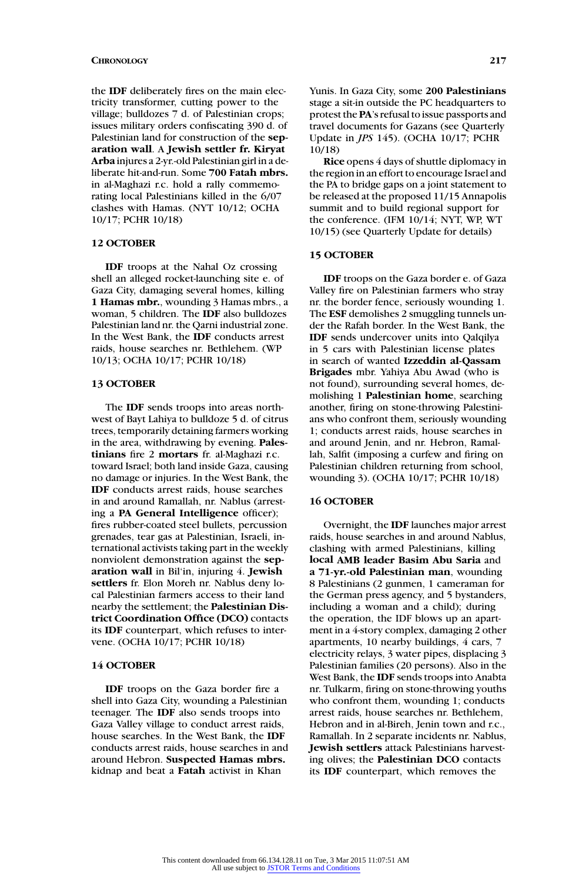the **IDF** deliberately fires on the main electricity transformer, cutting power to the village; bulldozes 7 d. of Palestinian crops; issues military orders confiscating 390 d. of Palestinian land for construction of the **separation wall**. A **Jewish settler fr. Kiryat Arba** injures a 2-yr.-old Palestinian girl in a deliberate hit-and-run. Some **700 Fatah mbrs.** in al-Maghazi r.c. hold a rally commemorating local Palestinians killed in the 6/07 clashes with Hamas. (NYT 10/12; OCHA 10/17; PCHR 10/18)

### 12 OCTOBER

**IDF** troops at the Nahal Oz crossing shell an alleged rocket-launching site e. of Gaza City, damaging several homes, killing **1 Hamas mbr.**, wounding 3 Hamas mbrs., a woman, 5 children. The **IDF** also bulldozes Palestinian land nr. the Qarni industrial zone. In the West Bank, the **IDF** conducts arrest raids, house searches nr. Bethlehem. (WP 10/13; OCHA 10/17; PCHR 10/18)

### 13 OCTOBER

The **IDF** sends troops into areas northwest of Bayt Lahiya to bulldoze 5 d. of citrus trees, temporarily detaining farmers working in the area, withdrawing by evening. **Palestinians** fire 2 **mortars** fr. al-Maghazi r.c. toward Israel; both land inside Gaza, causing no damage or injuries. In the West Bank, the **IDF** conducts arrest raids, house searches in and around Ramallah, nr. Nablus (arresting a **PA General Intelligence** officer); fires rubber-coated steel bullets, percussion grenades, tear gas at Palestinian, Israeli, international activists taking part in the weekly nonviolent demonstration against the **separation wall** in Bil'in, injuring 4. **Jewish settlers** fr. Elon Moreh nr. Nablus deny local Palestinian farmers access to their land nearby the settlement; the **Palestinian District Coordination Office (DCO)** contacts its **IDF** counterpart, which refuses to intervene. (OCHA 10/17; PCHR 10/18)

### 14 OCTOBER

**IDF** troops on the Gaza border fire a shell into Gaza City, wounding a Palestinian teenager. The **IDF** also sends troops into Gaza Valley village to conduct arrest raids, house searches. In the West Bank, the **IDF** conducts arrest raids, house searches in and around Hebron. **Suspected Hamas mbrs.** kidnap and beat a **Fatah** activist in Khan Yunis. In Gaza City, some **200 Palestinians** stage a sit-in outside the PC headquarters to protest the **PA**'s refusal to issue passports and travel documents for Gazans (see Quarterly Update in *JPS* 145). (OCHA 10/17; PCHR 10/18)

**Rice** opens 4 days of shuttle diplomacy in the region in an effort to encourage Israel and the PA to bridge gaps on a joint statement to be released at the proposed 11/15 Annapolis summit and to build regional support for the conference. (IFM 10/14; NYT, WP, WT 10/15) (see Quarterly Update for details)

### 15 OCTOBER

**IDF** troops on the Gaza border e. of Gaza Valley fire on Palestinian farmers who stray nr. the border fence, seriously wounding 1. The **ESF** demolishes 2 smuggling tunnels under the Rafah border. In the West Bank, the **IDF** sends undercover units into Qalqilya in 5 cars with Palestinian license plates in search of wanted **Izzeddin al-Qassam Brigades** mbr. Yahiya Abu Awad (who is not found), surrounding several homes, demolishing 1 **Palestinian home**, searching another, firing on stone-throwing Palestinians who confront them, seriously wounding 1; conducts arrest raids, house searches in and around Jenin, and nr. Hebron, Ramallah, Salfit (imposing a curfew and firing on Palestinian children returning from school, wounding 3). (OCHA 10/17; PCHR 10/18)

### 16 OCTOBER

Overnight, the **IDF** launches major arrest raids, house searches in and around Nablus, clashing with armed Palestinians, killing **local AMB leader Basim Abu Saria** and **a 71-yr.-old Palestinian man**, wounding 8 Palestinians (2 gunmen, 1 cameraman for the German press agency, and 5 bystanders, including a woman and a child); during the operation, the IDF blows up an apartment in a 4-story complex, damaging 2 other apartments, 10 nearby buildings, 4 cars, 7 electricity relays, 3 water pipes, displacing 3 Palestinian families (20 persons). Also in the West Bank, the **IDF** sends troops into Anabta nr. Tulkarm, firing on stone-throwing youths who confront them, wounding 1; conducts arrest raids, house searches nr. Bethlehem, Hebron and in al-Bireh, Jenin town and r.c., Ramallah. In 2 separate incidents nr. Nablus, **Jewish settlers** attack Palestinians harvesting olives; the **Palestinian DCO** contacts its **IDF** counterpart, which removes the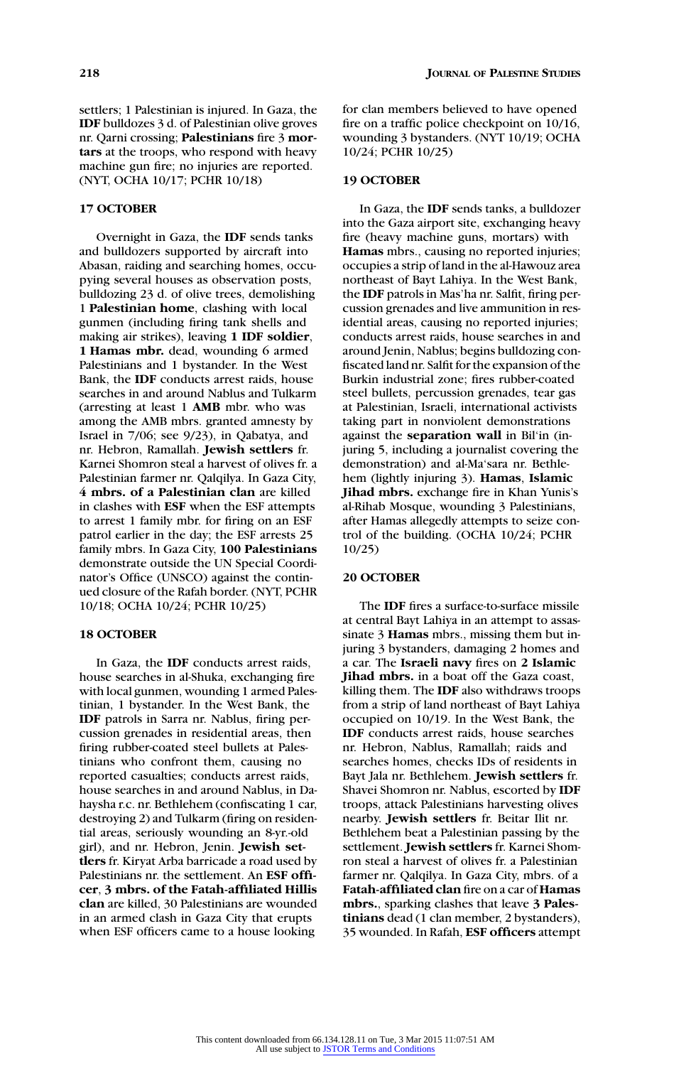settlers; 1 Palestinian is injured. In Gaza, the **IDF** bulldozes 3 d. of Palestinian olive groves nr. Qarni crossing; **Palestinians** fire 3 **mortars** at the troops, who respond with heavy machine gun fire; no injuries are reported. (NYT, OCHA 10/17; PCHR 10/18)

**17 OCTOBER**

Overnight in Gaza, the **IDF** sends tanks and bulldozers supported by aircraft into Abasan, raiding and searching homes, occupying several houses as observation posts, bulldozing 23 d. of olive trees, demolishing 1 **Palestinian home**, clashing with local gunmen (including firing tank shells and making air strikes), leaving **1 IDF soldier**, **1 Hamas mbr.** dead, wounding 6 armed Palestinians and 1 bystander. In the West Bank, the **IDF** conducts arrest raids, house searches in and around Nablus and Tulkarm (arresting at least 1 **AMB** mbr. who was among the AMB mbrs. granted amnesty by Israel in 7/06; see 9/23), in Qabatya, and nr. Hebron, Ramallah. **Jewish settlers** fr. Karnei Shomron steal a harvest of olives fr. a Palestinian farmer nr. Qalqilya. In Gaza City, **4 mbrs. of a Palestinian clan** are killed in clashes with **ESF** when the ESF attempts to arrest 1 family mbr. for firing on an ESF patrol earlier in the day; the ESF arrests 25 family mbrs. In Gaza City, **100 Palestinians** demonstrate outside the UN Special Coordinator's Office (UNSCO) against the continued closure of the Rafah border. (NYT, PCHR 10/18; OCHA 10/24; PCHR 10/25)

**18 OCTOBER**

In Gaza, the **IDF** conducts arrest raids, house searches in al-Shuka, exchanging fire with local gunmen, wounding 1 armed Palestinian, 1 bystander. In the West Bank, the **IDF** patrols in Sarra nr. Nablus, firing percussion grenades in residential areas, then firing rubber-coated steel bullets at Palestinians who confront them, causing no reported casualties; conducts arrest raids, house searches in and around Nablus, in Dahaysha r.c. nr. Bethlehem (confiscating 1 car, destroying 2) and Tulkarm (firing on residential areas, seriously wounding an 8-yr.-old girl), and nr. Hebron, Jenin. **Jewish settlers** fr. Kiryat Arba barricade a road used by Palestinians nr. the settlement. An **ESF officer**, **3 mbrs. of the Fatah-affiliated Hillis clan** are killed, 30 Palestinians are wounded in an armed clash in Gaza City that erupts when ESF officers came to a house looking for clan members believed to have opened fire on a traffic police checkpoint on 10/16, wounding 3 bystanders. (NYT 10/19; OCHA 10/24; PCHR 10/25)

**19 OCTOBER**

In Gaza, the **IDF** sends tanks, a bulldozer into the Gaza airport site, exchanging heavy fire (heavy machine guns, mortars) with **Hamas** mbrs., causing no reported injuries; occupies a strip of land in the al-Hawouz area northeast of Bayt Lahiya. In the West Bank, the **IDF** patrols in Mas'ha nr. Salfit, firing percussion grenades and live ammunition in residential areas, causing no reported injuries; conducts arrest raids, house searches in and around Jenin, Nablus; begins bulldozing confiscated land nr. Salfit for the expansion of the Burkin industrial zone; fires rubber-coated steel bullets, percussion grenades, tear gas at Palestinian, Israeli, international activists taking part in nonviolent demonstrations against the **separation wall** in Bil'in (injuring 5, including a journalist covering the demonstration) and al-Ma'sara nr. Bethlehem (lightly injuring 3). **Hamas**, **Islamic Jihad mbrs.** exchange fire in Khan Yunis's al-Rihab Mosque, wounding 3 Palestinians, after Hamas allegedly attempts to seize control of the building. (OCHA 10/24; PCHR 10/25)

**20 OCTOBER**

The **IDF** fires a surface-to-surface missile at central Bayt Lahiya in an attempt to assassinate 3 **Hamas** mbrs., missing them but injuring 3 bystanders, damaging 2 homes and a car. The **Israeli navy** fires on **2 Islamic Jihad mbrs.** in a boat off the Gaza coast, killing them. The **IDF** also withdraws troops from a strip of land northeast of Bayt Lahiya occupied on 10/19. In the West Bank, the **IDF** conducts arrest raids, house searches nr. Hebron, Nablus, Ramallah; raids and searches homes, checks IDs of residents in Bayt Jala nr. Bethlehem. **Jewish settlers** fr. Shavei Shomron nr. Nablus, escorted by **IDF** troops, attack Palestinians harvesting olives nearby. **Jewish settlers** fr. Beitar Ilit nr. Bethlehem beat a Palestinian passing by the settlement. **Jewish settlers** fr. Karnei Shomron steal a harvest of olives fr. a Palestinian farmer nr. Qalqilya. In Gaza City, mbrs. of a **Fatah-affiliated clan** fire on a car of **Hamas mbrs.**, sparking clashes that leave **3 Palestinians** dead (1 clan member, 2 bystanders), 35 wounded. In Rafah, **ESF officers** attempt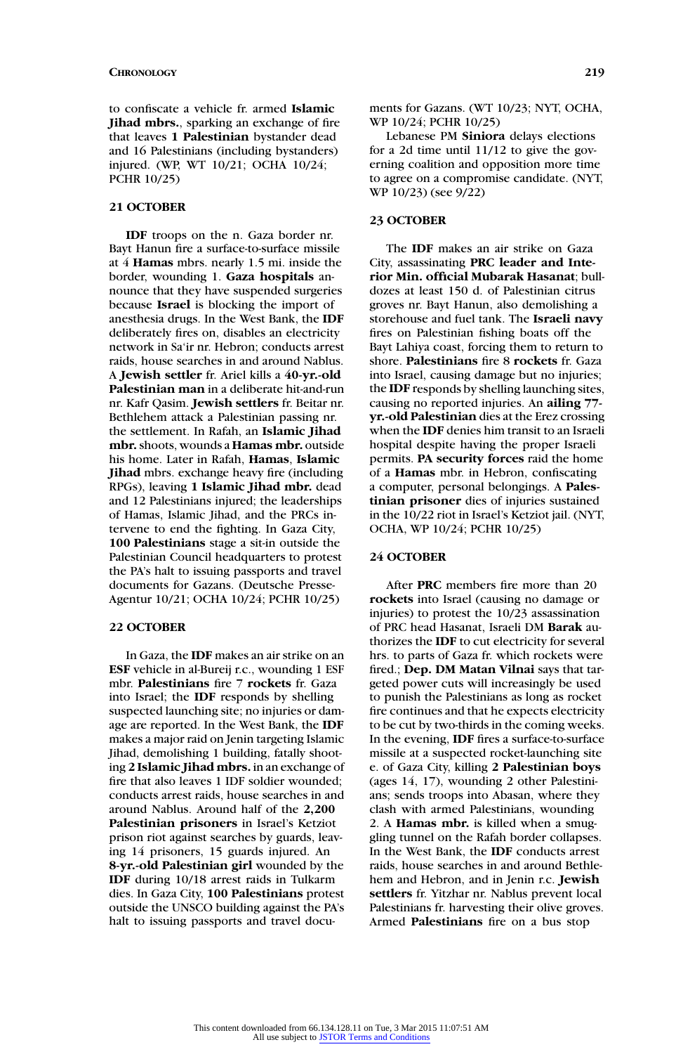to confiscate a vehicle fr. armed **Islamic Jihad mbrs.**, sparking an exchange of fire that leaves **1 Palestinian** bystander dead and 16 Palestinians (including bystanders) injured. (WP, WT 10/21; OCHA 10/24; PCHR 10/25)

## 21 OCTOBER

**IDF** troops on the n. Gaza border nr. Bayt Hanun fire a surface-to-surface missile at 4 **Hamas** mbrs. nearly 1.5 mi. inside the border, wounding 1. **Gaza hospitals** announce that they have suspended surgeries because **Israel** is blocking the import of anesthesia drugs. In the West Bank, the **IDF** deliberately fires on, disables an electricity network in Sa'ir nr. Hebron; conducts arrest raids, house searches in and around Nablus. A **Jewish settler** fr. Ariel kills a **40-yr.-old Palestinian man** in a deliberate hit-and-run nr. Kafr Qasim. **Jewish settlers** fr. Beitar nr. Bethlehem attack a Palestinian passing nr. the settlement. In Rafah, an **Islamic Jihad mbr.** shoots, wounds a **Hamas mbr.** outside his home. Later in Rafah, **Hamas**, **Islamic Jihad** mbrs. exchange heavy fire (including RPGs), leaving **1 Islamic Jihad mbr.** dead and 12 Palestinians injured; the leaderships of Hamas, Islamic Jihad, and the PRCs intervene to end the fighting. In Gaza City, **100 Palestinians** stage a sit-in outside the Palestinian Council headquarters to protest the PA's halt to issuing passports and travel documents for Gazans. (Deutsche Presse-Agentur 10/21; OCHA 10/24; PCHR 10/25)

## 22 OCTOBER

In Gaza, the **IDF** makes an air strike on an **ESF** vehicle in al-Bureij r.c., wounding 1 ESF mbr. **Palestinians** fire 7 **rockets** fr. Gaza into Israel; the **IDF** responds by shelling suspected launching site; no injuries or damage are reported. In the West Bank, the **IDF** makes a major raid on Jenin targeting Islamic Jihad, demolishing 1 building, fatally shooting **2 Islamic Jihad mbrs.** in an exchange of fire that also leaves 1 IDF soldier wounded; conducts arrest raids, house searches in and around Nablus. Around half of the **2,200 Palestinian prisoners** in Israel's Ketziot prison riot against searches by guards, leaving 14 prisoners, 15 guards injured. An **8-yr.-old Palestinian girl** wounded by the **IDF** during 10/18 arrest raids in Tulkarm dies. In Gaza City, **100 Palestinians** protest outside the UNSCO building against the PA's halt to issuing passports and travel documents for Gazans. (WT 10/23; NYT, OCHA, WP 10/24; PCHR 10/25)

Lebanese PM **Siniora** delays elections for a 2d time until 11/12 to give the governing coalition and opposition more time to agree on a compromise candidate. (NYT, WP 10/23) (see 9/22)

## 23 OCTOBER

The **IDF** makes an air strike on Gaza City, assassinating **PRC leader and Interior Min. official Mubarak Hasanat**; bulldozes at least 150 d. of Palestinian citrus groves nr. Bayt Hanun, also demolishing a storehouse and fuel tank. The **Israeli navy** fires on Palestinian fishing boats off the Bayt Lahiya coast, forcing them to return to shore. **Palestinians** fire 8 **rockets** fr. Gaza into Israel, causing damage but no injuries; the **IDF** responds by shelling launching sites, causing no reported injuries. An **ailing 77-yr.-old Palestinian** dies at the Erez crossing when the **IDF** denies him transit to an Israeli hospital despite having the proper Israeli permits. **PA security forces** raid the home of a **Hamas** mbr. in Hebron, confiscating a computer, personal belongings. A **Palestinian prisoner** dies of injuries sustained in the 10/22 riot in Israel's Ketziot jail. (NYT, OCHA, WP 10/24; PCHR 10/25)

## 24 OCTOBER

After **PRC** members fire more than 20 **rockets** into Israel (causing no damage or injuries) to protest the 10/23 assassination of PRC head Hasanat, Israeli DM **Barak** authorizes the **IDF** to cut electricity for several hrs. to parts of Gaza fr. which rockets were fired.; **Dep. DM Matan Vilnai** says that targeted power cuts will increasingly be used to punish the Palestinians as long as rocket fire continues and that he expects electricity to be cut by two-thirds in the coming weeks. In the evening, **IDF** fires a surface-to-surface missile at a suspected rocket-launching site e. of Gaza City, killing **2 Palestinian boys** (ages 14, 17), wounding 2 other Palestinians; sends troops into Abasan, where they clash with armed Palestinians, wounding 2. A **Hamas mbr.** is killed when a smuggling tunnel on the Rafah border collapses. In the West Bank, the **IDF** conducts arrest raids, house searches in and around Bethlehem and Hebron, and in Jenin r.c. **Jewish settlers** fr. Yitzhar nr. Nablus prevent local Palestinians fr. harvesting their olive groves. Armed **Palestinians** fire on a bus stop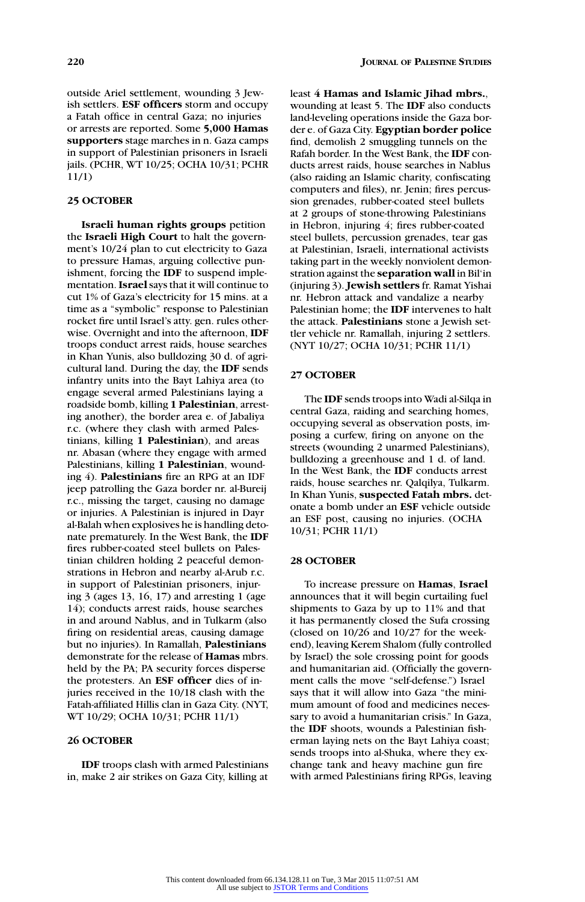outside Ariel settlement, wounding 3 Jewish settlers. **ESF officers** storm and occupy a Fatah office in central Gaza; no injuries or arrests are reported. Some **5,000 Hamas supporters** stage marches in n. Gaza camps in support of Palestinian prisoners in Israeli jails. (PCHR, WT 10/25; OCHA 10/31; PCHR 11/1)

### 25 OCTOBER

**Israeli human rights groups** petition the **Israeli High Court** to halt the government's 10/24 plan to cut electricity to Gaza to pressure Hamas, arguing collective punishment, forcing the **IDF** to suspend implementation. **Israel** says that it will continue to cut 1% of Gaza's electricity for 15 mins. at a time as a "symbolic" response to Palestinian rocket fire until Israel's atty. gen. rules otherwise. Overnight and into the afternoon, **IDF** troops conduct arrest raids, house searches in Khan Yunis, also bulldoze 30 d. of agricultural land. During the day, the **IDF** sends infantry units into the Bayt Lahiya area (to engage several armed Palestinians laying a roadside bomb, killing **1 Palestinian**, arresting another), the border area e. of Jabaliya r.c. (where they clash with armed Palestinians, killing **1 Palestinian**), and areas nr. Abasan (where they engage with armed Palestinians, killing **1 Palestinian**, wounding 4). **Palestinians** fire an RPG at an IDF jeep patrolling the Gaza border nr. al-Bureij r.c., missing the target, causing no damage or injuries. A Palestinian is injured in Dayr al-Balah when explosives he is handling detonate prematurely. In the West Bank, the **IDF** fires rubber-coated steel bullets on Palestinian children holding 2 peaceful demonstrations in Hebron and nearby al-Arub r.c. in support of Palestinian prisoners, injuring 3 (ages 13, 16, 17) and arresting 1 (age 14); conducts arrest raids, house searches in and around Nablus, and in Tulkarm (also firing on residential areas, causing damage but no injuries). In Ramallah, **Palestinians** demonstrate for the release of **Hamas** mbrs. held by the PA; PA security forces disperse the protesters. An **ESF officer** dies of injuries received in the 10/18 clash with the Fatah-affiliated Hillis clan in Gaza City. (NYT, WT 10/29; OCHA 10/31; PCHR 11/1)

### 26 OCTOBER

**IDF** troops clash with armed Palestinians in, make 2 air strikes on Gaza City, killing at least **4 Hamas and Islamic Jihad mbrs.**, wounding at least 5. The **IDF** also conducts land-leveling operations inside the Gaza border e. of Gaza City. **Egyptian border police** find, demolish 2 smuggling tunnels on the Rafah border. In the West Bank, the **IDF** conducts arrest raids, house searches in Nablus (also raiding an Islamic charity, confiscating computers and files), nr. Jenin; fires percussion grenades, rubber-coated steel bullets at 2 groups of stone-throwing Palestinians in Hebron, injuring 4; fires rubber-coated steel bullets, percussion grenades, tear gas at Palestinian, Israeli, international activists taking part in the weekly nonviolent demonstration against the **separation wall** in Bil'in (injuring 3). **Jewish settlers** fr. Ramat Yishai nr. Hebron attack and vandalize a nearby Palestinian home; the **IDF** intervenes to halt the attack. **Palestinians** stone a Jewish settler vehicle nr. Ramallah, injuring 2 settlers. (NYT 10/27; OCHA 10/31; PCHR 11/1)

### 27 OCTOBER

The **IDF** sends troops into Wadi al-Silqa in central Gaza, raiding and searching homes, occupying several as observation posts, imposing a curfew, firing on anyone on the streets (wounding 2 unarmed Palestinians), bulldozing a greenhouse and 1 d. of land. In the West Bank, the **IDF** conducts arrest raids, house searches nr. Qalqilya, Tulkarm. In Khan Yunis, **suspected Fatah mbrs.** detonate a bomb under an **ESF** vehicle outside an ESF post, causing no injuries. (OCHA 10/31; PCHR 11/1)

### 28 OCTOBER

To increase pressure on **Hamas**, **Israel** announces that it will begin curtailing fuel shipments to Gaza by up to 11% and that it has permanently closed the Sufa crossing (closed on 10/26 and 10/27 for the weekend), leaving Kerem Shalom (fully controlled by Israel) the sole crossing point for goods and humanitarian aid. (Officially the government calls the move "self-defense.") Israel says that it will allow into Gaza "the minimum amount of food and medicines necessary to avoid a humanitarian crisis." In Gaza, the **IDF** shoots, wounds a Palestinian fisherman laying nets on the Bayt Lahiya coast; sends troops into al-Shuka, where they exchange tank and heavy machine gun fire with armed Palestinians firing RPGs, leaving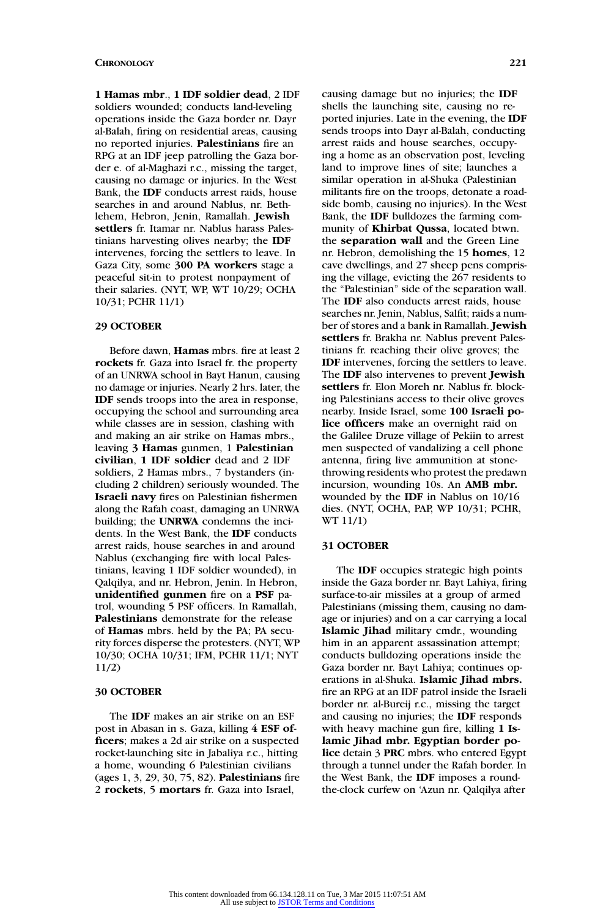**1 Hamas mbr.**, **1 IDF soldier dead**, 2 IDF soldiers wounded; conducts land-leveling operations inside the Gaza border nr. Dayr al-Balah, firing on residential areas, causing no reported injuries. **Palestinians** fire an RPG at an IDF jeep patrolling the Gaza border e. of al-Maghazi r.c., missing the target, causing no damage or injuries. In the West Bank, the **IDF** conducts arrest raids, house searches in and around Nablus, nr. Bethlehem, Hebron, Jenin, Ramallah. **Jewish settlers** fr. Itamar nr. Nablus harass Palestinians harvesting olives nearby; the **IDF** intervenes, forcing the settlers to leave. In Gaza City, some **300 PA workers** stage a peaceful sit-in to protest nonpayment of their salaries. (NYT, WP, WT 10/29; OCHA 10/31; PCHR 11/1)

**29 OCTOBER**

Before dawn, **Hamas** mbrs. fire at least 2 **rockets** fr. Gaza into Israel fr. the property of an UNRWA school in Bayt Hanun, causing no damage or injuries. Nearly 2 hrs. later, the **IDF** sends troops into the area in response, occupying the school and surrounding area while classes are in session, clashing with and making an air strike on Hamas mbrs., leaving **3 Hamas** gunmen, 1 **Palestinian civilian**, **1 IDF soldier** dead and 2 IDF soldiers, 2 Hamas mbrs., 7 bystanders (including 2 children) seriously wounded. The **Israeli navy** fires on Palestinian fishermen along the Rafah coast, damaging an UNRWA building; the **UNRWA** condemns the incidents. In the West Bank, the **IDF** conducts arrest raids, house searches in and around Nablus (exchanging fire with local Palestinians, leaving 1 IDF soldier wounded), in Qalqilya, and nr. Hebron, Jenin. In Hebron, **unidentified gunmen** fire on a **PSF** patrol, wounding 5 PSF officers. In Ramallah, **Palestinians** demonstrate for the release of **Hamas** mbrs. held by the PA; PA security forces disperse the protesters. (NYT, WP 10/30; OCHA 10/31; IFM, PCHR 11/1; NYT 11/2)

**30 OCTOBER**

The **IDF** makes an air strike on an ESF post in Abasan in s. Gaza, killing **4 ESF officers**; makes a 2d air strike on a suspected rocket-launching site in Jabaliya r.c., hitting a home, wounding 6 Palestinian civilians (ages 1, 3, 29, 30, 75, 82). **Palestinians** fire 2 **rockets**, 5 **mortars** fr. Gaza into Israel, causing damage but no injuries; the **IDF** shells the launching site, causing no reported injuries. Late in the evening, the **IDF** sends troops into Dayr al-Balah, conducting arrest raids and house searches, occupying a home as an observation post, leveling land to improve lines of site; launches a similar operation in al-Shuka (Palestinian militants fire on the troops, detonate a roadside bomb, causing no injuries). In the West Bank, the **IDF** bulldozes the farming community of **Khirbat Qussa**, located btwn. the **separation wall** and the Green Line nr. Hebron, demolishing the 15 **homes**, 12 cave dwellings, and 27 sheep pens comprising the village, evicting the 267 residents to the "Palestinian" side of the separation wall. The **IDF** also conducts arrest raids, house searches nr. Jenin, Nablus, Salfit; raids a number of stores and a bank in Ramallah. **Jewish settlers** fr. Brakha nr. Nablus prevent Palestinians fr. reaching their olive groves; the **IDF** intervenes, forcing the settlers to leave. The **IDF** also intervenes to prevent **Jewish settlers** fr. Elon Moreh nr. Nablus fr. blocking Palestinians access to their olive groves nearby. Inside Israel, some **100 Israeli police officers** make an overnight raid on the Galilee Druze village of Pekiin to arrest men suspected of vandalizing a cell phone antenna, firing live ammunition at stone-throwing residents who protest the predawn incursion, wounding 10s. An **AMB mbr.** wounded by the **IDF** in Nablus on 10/16 dies. (NYT, OCHA, PAP, WP 10/31; PCHR, WT 11/1)

**31 OCTOBER**

The **IDF** occupies strategic high points inside the Gaza border nr. Bayt Lahiya, firing surface-to-air missiles at a group of armed Palestinians (missing them, causing no damage or injuries) and on a car carrying a local **Islamic Jihad** military cmdr., wounding him in an apparent assassination attempt; conducts bulldozing operations inside the Gaza border nr. Bayt Lahiya; continues operations in al-Shuka. **Islamic Jihad mbrs.** fire an RPG at an IDF patrol inside the Israeli border nr. al-Bureij r.c., missing the target and causing no injuries; the **IDF** responds with heavy machine gun fire, killing **1 Islamic Jihad mbr. Egyptian border police** detain 3 **PRC** mbrs. who entered Egypt through a tunnel under the Rafah border. In the West Bank, the **IDF** imposes a round-the-clock curfew on 'Azun nr. Qalqilya after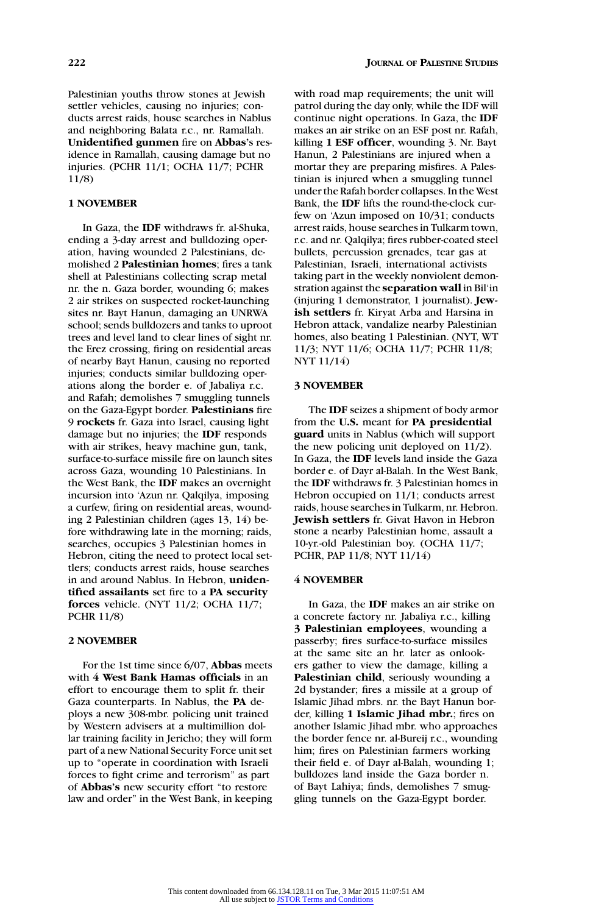Palestinian youths throw stones at Jewish settler vehicles, causing no injuries; conducts arrest raids, house searches in Nablus and neighboring Balata r.c., nr. Ramallah. **Unidentified gunmen** fire on **Abbas**'s residence in Ramallah, causing damage but no injuries. (PCHR 11/1; OCHA 11/7; PCHR 11/8)

**1 NOVEMBER**

In Gaza, the **IDF** withdraws fr. al-Shuka, ending a 3-day arrest and bulldozing operation, having wounded 2 Palestinians, demolished 2 **Palestinian homes**; fires a tank shell at Palestinians collecting scrap metal nr. the n. Gaza border, wounding 6; makes 2 air strikes on suspected rocket-launching sites nr. Bayt Hanun, damaging an UNRWA school; sends bulldozers and tanks to uproot trees and level land to clear lines of sight nr. the Erez crossing, firing on residential areas of nearby Bayt Hanun, causing no reported injuries; conducts similar bulldozing operations along the border e. of Jabaliya r.c. and Rafah; demolishes 7 smuggling tunnels on the Gaza-Egypt border. **Palestinians** fire 9 **rockets** fr. Gaza into Israel, causing light damage but no injuries; the **IDF** responds with air strikes, heavy machine gun, tank, surface-to-surface missile fire on launch sites across Gaza, wounding 10 Palestinians. In the West Bank, the **IDF** makes an overnight incursion into 'Azun nr. Qalqilya, imposing a curfew, firing on residential areas, wounding 2 Palestinian children (ages 13, 14) before withdrawing late in the morning; raids, searches, occupies 3 Palestinian homes in Hebron, citing the need to protect local settlers; conducts arrest raids, house searches in and around Nablus. In Hebron, **unidentified assailants** set fire to a **PA security forces** vehicle. (NYT 11/2; OCHA 11/7; PCHR 11/8)

**2 NOVEMBER**

For the 1st time since 6/07, **Abbas** meets with **4 West Bank Hamas officials** in an effort to encourage them to split fr. their Gaza counterparts. In Nablus, the **PA** deploys a new 308-mbr. policing unit trained by Western advisers at a multimillion dollar training facility in Jericho; they will form part of a new National Security Force unit set up to "operate in coordination with Israeli forces to fight crime and terrorism" as part of **Abbas's** new security effort "to restore law and order" in the West Bank, in keeping with road map requirements; the unit will patrol during the day only, while the IDF will continue night operations. In Gaza, the **IDF** makes an air strike on an ESF post nr. Rafah, killing **1 ESF officer**, wounding 3. Nr. Bayt Hanun, 2 Palestinians are injured when a mortar they are preparing misfires. A Palestinian is injured when a smuggling tunnel under the Rafah border collapses. In the West Bank, the **IDF** lifts the round-the-clock curfew on 'Azun imposed on 10/31; conducts arrest raids, house searches in Tulkarm town, r.c. and nr. Qalqilya; fires rubber-coated steel bullets, percussion grenades, tear gas at Palestinian, Israeli, international activists taking part in the weekly nonviolent demonstration against the **separation wall** in Bil'in (injuring 1 demonstrator, 1 journalist). **Jewish settlers** fr. Kiryat Arba and Harsina in Hebron attack, vandalize nearby Palestinian homes, also beating 1 Palestinian. (NYT, WT 11/3; NYT 11/6; OCHA 11/7; PCHR 11/8; NYT 11/14)

**3 NOVEMBER**

The **IDF** seizes a shipment of body armor from the **U.S.** meant for **PA presidential guard** units in Nablus (which will support the new policing unit deployed on 11/2). In Gaza, the **IDF** levels land inside the Gaza border e. of Dayr al-Balah. In the West Bank, the **IDF** withdraws fr. 3 Palestinian homes in Hebron occupied on 11/1; conducts arrest raids, house searches in Tulkarm, nr. Hebron. **Jewish settlers** fr. Givat Havon in Hebron stone a nearby Palestinian home, assault a 10-yr.-old Palestinian boy. (OCHA 11/7; PCHR, PAP 11/8; NYT 11/14)

**4 NOVEMBER**

In Gaza, the **IDF** makes an air strike on a concrete factory nr. Jabaliya r.c., killing **3 Palestinian employees**, wounding a passerby; fires surface-to-surface missiles at the same site an hr. later as onlookers gather to view the damage, killing a **Palestinian child**, seriously wounding a 2d bystander; fires a missile at a group of Islamic Jihad mbrs. nr. the Bayt Hanun border, killing **1 Islamic Jihad mbr.**; fires on another Islamic Jihad mbr. who approaches the border fence nr. al-Bureij r.c., wounding him; fires on Palestinian farmers working their field e. of Dayr al-Balah, wounding 1; bulldozes land inside the Gaza border n. of Bayt Lahiya; finds, demolishes 7 smuggling tunnels on the Gaza-Egypt border.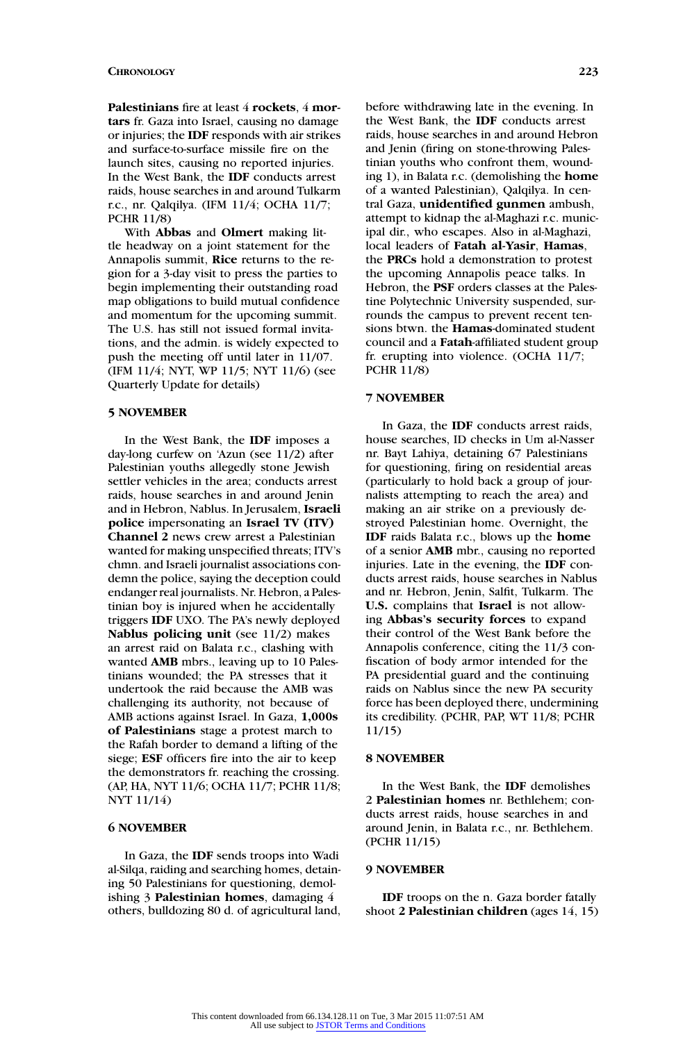**Palestinians** fire at least 4 **rockets**, 4 **mortars** fr. Gaza into Israel, causing no damage or injuries; the **IDF** responds with air strikes and surface-to-surface missile fire on the launch sites, causing no reported injuries. In the West Bank, the **IDF** conducts arrest raids, house searches in and around Tulkarm r.c., nr. Qalqilya. (IFM 11/4; OCHA 11/7; PCHR 11/8)

With **Abbas** and **Olmert** making little headway on a joint statement for the Annapolis summit, **Rice** returns to the region for a 3-day visit to press the parties to begin implementing their outstanding road map obligations to build mutual confidence and momentum for the upcoming summit. The U.S. has still not issued formal invitations, and the admin. is widely expected to push the meeting off until later in 11/07. (IFM 11/4; NYT, WP 11/5; NYT 11/6) (see Quarterly Update for details)

### 5 NOVEMBER

In the West Bank, the **IDF** imposes a day-long curfew on 'Azun (see 11/2) after Palestinian youths allegedly stone Jewish settler vehicles in the area; conducts arrest raids, house searches in and around Jenin and in Hebron, Nablus. In Jerusalem, **Israeli police** impersonating an **Israel TV (ITV) Channel 2** news crew arrest a Palestinian wanted for making unspecified threats; ITV's chmn. and Israeli journalist associations condemn the police, saying the deception could endanger real journalists. Nr. Hebron, a Palestinian boy is injured when he accidentally triggers **IDF** UXO. The PA's newly deployed **Nablus policing unit** (see 11/2) makes an arrest raid on Balata r.c., clashing with wanted **AMB** mbrs., leaving up to 10 Palestinians wounded; the PA stresses that it undertook the raid because the AMB was challenging its authority, not because of AMB actions against Israel. In Gaza, **1,000s of Palestinians** stage a protest march to the Rafah border to demand a lifting of the siege; **ESF** officers fire into the air to keep the demonstrators fr. reaching the crossing. (AP, HA, NYT 11/6; OCHA 11/7; PCHR 11/8; NYT 11/14)

### 6 NOVEMBER

In Gaza, the **IDF** sends troops into Wadi al-Silqa, raiding and searching homes, detaining 50 Palestinians for questioning, demolishing 3 **Palestinian homes**, damaging 4 others, bulldozing 80 d. of agricultural land, before withdrawing late in the evening. In the West Bank, the **IDF** conducts arrest raids, house searches in and around Hebron and Jenin (firing on stone-throwing Palestinian youths who confront them, wounding 1), in Balata r.c. (demolishing the **home** of a wanted Palestinian), Qalqilya. In central Gaza, **unidentified gunmen** ambush, attempt to kidnap the al-Maghazi r.c. municipal dir., who escapes. Also in al-Maghazi, local leaders of **Fatah al-Yasir**, **Hamas**, the **PRCs** hold a demonstration to protest the upcoming Annapolis peace talks. In Hebron, the **PSF** orders classes at the Palestine Polytechnic University suspended, surrounds the campus to prevent recent tensions btwn. the **Hamas**-dominated student council and a **Fatah**-affiliated student group fr. erupting into violence. (OCHA 11/7; PCHR 11/8)

### 7 NOVEMBER

In Gaza, the **IDF** conducts arrest raids, house searches, ID checks in Um al-Nasser nr. Bayt Lahiya, detaining 67 Palestinians for questioning, firing on residential areas (particularly to hold back a group of journalists attempting to reach the area) and making an air strike on a previously destroyed Palestinian home. Overnight, the **IDF** raids Balata r.c., blows up the **home** of a senior **AMB** mbr., causing no reported injuries. Late in the evening, the **IDF** conducts arrest raids, house searches in Nablus and nr. Hebron, Jenin, Salfit, Tulkarm. The **U.S.** complains that **Israel** is not allowing **Abbas's security forces** to expand their control of the West Bank before the Annapolis conference, citing the 11/3 confiscation of body armor intended for the PA presidential guard and the continuing raids on Nablus since the new PA security force has been deployed there, undermining its credibility. (PCHR, PAP, WT 11/8; PCHR 11/15)

### 8 NOVEMBER

In the West Bank, the **IDF** demolishes 2 **Palestinian homes** nr. Bethlehem; conducts arrest raids, house searches in and around Jenin, in Balata r.c., nr. Bethlehem. (PCHR 11/15)

### 9 NOVEMBER

**IDF** troops on the n. Gaza border fatally shoot **2 Palestinian children** (ages 14, 15)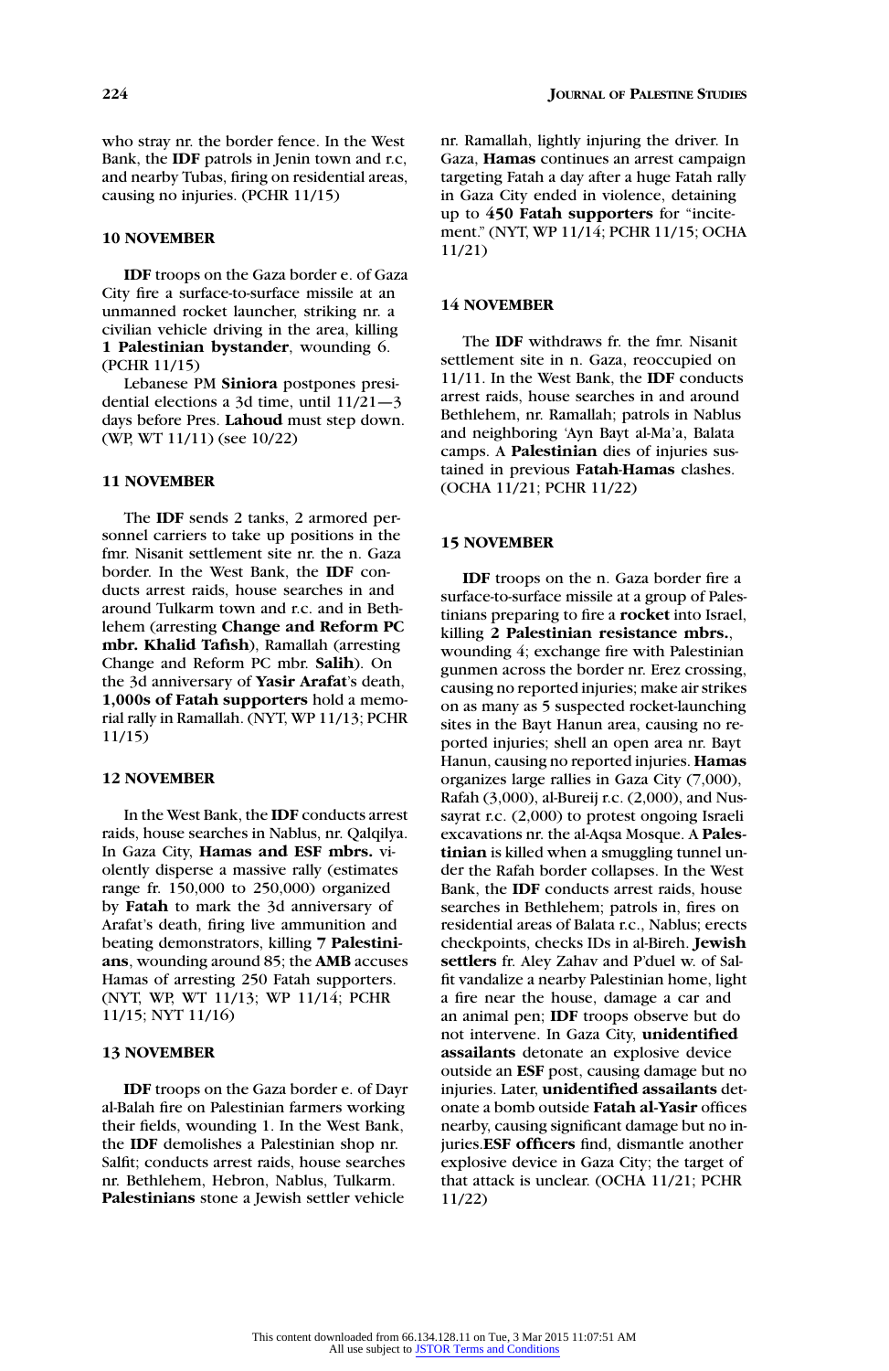who stray nr. the border fence. In the West Bank, the **IDF** patrols in Jenin town and r.c, and nearby Tubas, firing on residential areas, causing no injuries. (PCHR 11/15)

### 10 NOVEMBER

**IDF** troops on the Gaza border e. of Gaza City fire a surface-to-surface missile at an unmanned rocket launcher, striking nr. a civilian vehicle driving in the area, killing **1 Palestinian bystander**, wounding 6. (PCHR 11/15)

Lebanese PM **Siniora** postpones presidential elections a 3d time, until 11/21—3 days before Pres. **Lahoud** must step down. (WP, WT 11/11) (see 10/22)

### 11 NOVEMBER

The **IDF** sends 2 tanks, 2 armored personnel carriers to take up positions in the fmr. Nisanit settlement site nr. the n. Gaza border. In the West Bank, the **IDF** conducts arrest raids, house searches in and around Tulkarm town and r.c. and in Bethlehem (arresting **Change and Reform PC mbr. Khalid Tafish**), Ramallah (arresting Change and Reform PC mbr. **Salih**). On the 3d anniversary of **Yasir Arafat**'s death, **1,000s of Fatah supporters** hold a memorial rally in Ramallah. (NYT, WP 11/13; PCHR 11/15)

### 12 NOVEMBER

In the West Bank, the **IDF** conducts arrest raids, house searches in Nablus, nr. Qalqilya. In Gaza City, **Hamas and ESF mbrs.** violently disperse a massive rally (estimates range fr. 150,000 to 250,000) organized by **Fatah** to mark the 3d anniversary of Arafat's death, firing live ammunition and beating demonstrators, killing **7 Palestinians**, wounding around 85; the **AMB** accuses Hamas of arresting 250 Fatah supporters. (NYT, WP, WT 11/13; WP 11/14; PCHR 11/15; NYT 11/16)

### 13 NOVEMBER

**IDF** troops on the Gaza border e. of Dayr al-Balah fire on Palestinian farmers working their fields, wounding 1. In the West Bank, the **IDF** demolishes a Palestinian shop nr. Salfit; conducts arrest raids, house searches nr. Bethlehem, Hebron, Nablus, Tulkarm. **Palestinians** stone a Jewish settler vehicle nr. Ramallah, lightly injuring the driver. In Gaza, **Hamas** continues an arrest campaign targeting Fatah a day after a huge Fatah rally in Gaza City ended in violence, detaining up to **450 Fatah supporters** for "incitement." (NYT, WP 11/14; PCHR 11/15; OCHA 11/21)

### 14 NOVEMBER

The **IDF** withdraws fr. the fmr. Nisanit settlement site in n. Gaza, reoccupied on 11/11. In the West Bank, the **IDF** conducts arrest raids, house searches in and around Bethlehem, nr. Ramallah; patrols in Nablus and neighboring 'Ayn Bayt al-Ma'a, Balata camps. A **Palestinian** dies of injuries sustained in previous **Fatah-Hamas** clashes. (OCHA 11/21; PCHR 11/22)

### 15 NOVEMBER

**IDF** troops on the n. Gaza border fire a surface-to-surface missile at a group of Palestinians preparing to fire a **rocket** into Israel, killing **2 Palestinian resistance mbrs.**, wounding 4; exchange fire with Palestinian gunmen across the border nr. Erez crossing, causing no reported injuries; make air strikes on as many as 5 suspected rocket-launching sites in the Bayt Hanun area, causing no reported injuries; shell an open area nr. Bayt Hanun, causing no reported injuries. **Hamas** organizes large rallies in Gaza City (7,000), Rafah (3,000), al-Bureij r.c. (2,000), and Nussayrat r.c. (2,000) to protest ongoing Israeli excavations nr. the al-Aqsa Mosque. A **Palestinian** is killed when a smuggling tunnel under the Rafah border collapses. In the West Bank, the **IDF** conducts arrest raids, house searches in Bethlehem; patrols in, fires on residential areas of Balata r.c., Nablus; erects checkpoints, checks IDs in al-Bireh. **Jewish settlers** fr. Aley Zahav and P'duel w. of Salfit vandalize a nearby Palestinian home, light a fire near the house, damage a car and an animal pen; **IDF** troops observe but do not intervene. In Gaza City, **unidentified assailants** detonate an explosive device outside an **ESF** post, causing damage but no injuries. Later, **unidentified assailants** detonate a bomb outside **Fatah al-Yasir** offices nearby, causing significant damage but no injuries.**ESF officers** find, dismantle another explosive device in Gaza City; the target of that attack is unclear. (OCHA 11/21; PCHR 11/22)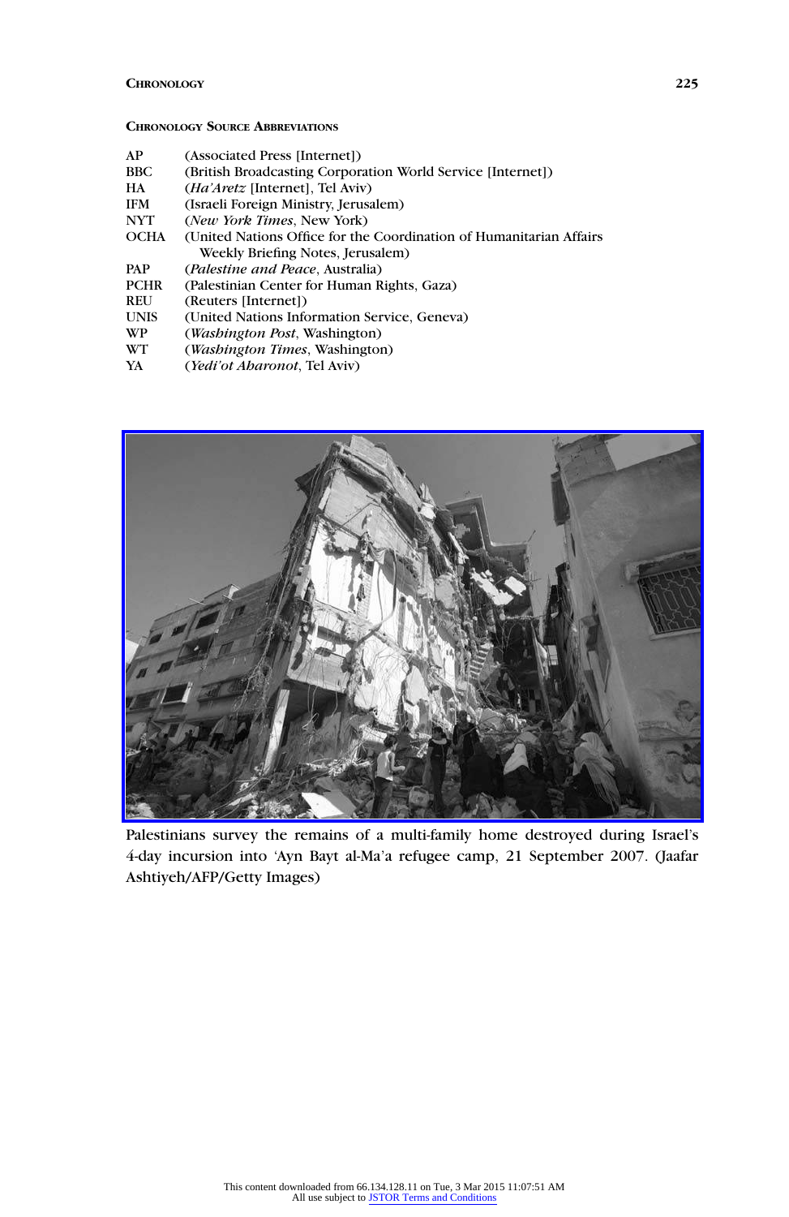### Chronology Source Abbreviations

| | |
|---|---|
| AP | (Associated Press [Internet]) |
| BBC | (British Broadcasting Corporation World Service [Internet]) |
| HA | (*Ha'Aretz* [Internet], Tel Aviv) |
| IFM | (Israeli Foreign Ministry, Jerusalem) |
| NYT | (*New York Times*, New York) |
| OCHA | (United Nations Office for the Coordination of Humanitarian Affairs Weekly Briefing Notes, Jerusalem) |
| PAP | (*Palestine and Peace*, Australia) |
| PCHR | (Palestinian Center for Human Rights, Gaza) |
| REU | (Reuters [Internet]) |
| UNIS | (United Nations Information Service, Geneva) |
| WP | (*Washington Post*, Washington) |
| WT | (*Washington Times*, Washington) |
| YA | (*Yedi'ot Aharonot*, Tel Aviv) |

Palestinians survey the remains of a multi-family home destroyed during Israel's 4-day incursion into 'Ayn Bayt al-Ma'a refugee camp, 21 September 2007. (Jaafar Ashtiyeh/AFP/Getty Images)